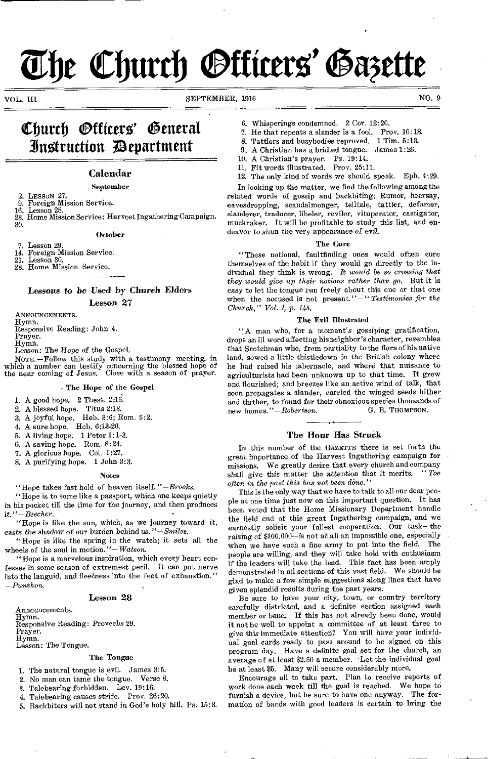# The Church Officers' Gazette

VOL. III — SEPTEMBER, 1916 — NO. 9

# Church Officers' General Instruction Department

## Calendar

### September

2. Lesson 27.
9. Foreign Mission Service.
16. Lesson 28.
23. Home Mission Service: Harvest Ingathering Campaign.
30.

### October

7. Lesson 29.
14. Foreign Mission Service.
21. Lesson 30.
28. Home Mission Service.

## *Lessons to be Used by Church Elders*

### Lesson 27

ANNOUNCEMENTS.
Hymn.
Responsive Reading: John 4.
Prayer.
Hymn.
Lesson: The Hope of the Gospel.

NOTE.—Follow this study with a testimony meeting, in which a number can testify concerning the blessed hope of the near coming of Jesus. Close with a season of prayer.

#### The Hope of the Gospel

1. A good hope. 2 Thess. 2:16.
2. A blessed hope. Titus 2:13.
3. A joyful hope. Heb. 3:6; Rom. 5:2.
4. A sure hope. Heb. 6:18-20.
5. A living hope. 1 Peter 1:1-3.
6. A saving hope. Rom. 8:24.
7. A glorious hope. Col. 1:27.
8. A purifying hope. 1 John 3:3.

#### Notes

"Hope takes fast hold of heaven itself."—*Brooks.*

"Hope is to some like a passport, which one keeps quietly in his pocket till the time for the journey, and then produces it."—*Beecher.*

"Hope is like the sun, which, as we journey toward it, casts the shadow of our burden behind us."—*Smiles.*

"Hope is like the spring in the watch; it sets all the wheels of the soul in motion."—*Watson.*

"Hope is a marvelous inspiration, which every heart confesses in some season of extremest peril. It can put nerve into the languid, and fleetness into the feet of exhaustion."—*Punshon.*

### Lesson 28

Announcements.
Hymn.
Responsive Reading: Proverbs 29.
Prayer.
Hymn.
Lesson: The Tongue.

#### The Tongue

1. The natural tongue is evil. James 3:6.
2. No man can tame the tongue. Verse 8.
3. Talebearing forbidden. Lev. 19:16.
4. Talebearing causes strife. Prov. 26:20.
5. Backbiters will not stand in God's holy hill. Ps. 15:3.
6. Whisperings condemned. 2 Cor. 12:20.
7. He that repeats a slander is a fool. Prov. 10:18.
8. Tattlers and busybodies reproved. 1 Tim. 5:13.
9. A Christian has a bridled tongue. James 1:26.
10. A Christian's prayer. Ps. 19:14.
11. Fit words illustrated. Prov. 25:11.
12. The only kind of words we should speak. Eph. 4:29.

In looking up the matter, we find the following among the related words of gossip and backbiting: Rumor, hearsay, eavesdropping, scandalmonger, telltale, tattler, defamer, slanderer, traducer, libeler, reviler, vituperator, castigator, muckraker. It will be profitable to study this list, and endeavor to shun the very appearance of evil.

#### The Cure

"These notional, faultfinding ones would often cure themselves of the habit if they would go directly to the individual they think is wrong. *It would be so crossing that they would give up their notions rather than go.* But it is easy to let the tongue run freely about this one or that one when the accused is not present."—"*Testimonies for the Church,*" *Vol. I, p. 145.*

#### The Evil Illustrated

"A man who, for a moment's gossiping gratification, drops an ill word affecting his neighbor's character, resembles that Scotchman who, from partiality to the flora of his native land, sowed a little thistledown in the British colony where he had raised his tabernacle, and where that nuisance to agriculturists had been unknown up to that time. It grew and flourished; and breezes like an active wind of talk, that soon propagates a slander, carried the winged seeds hither and thither, to found for their obnoxious species thousands of new homes."—*Robertson.*

G. B. THOMPSON.

## The Hour Has Struck

IN this number of the GAZETTE there is set forth the great importance of the Harvest Ingathering campaign for missions. We greatly desire that every church and company shall give this matter the attention that it merits. "*Too often in the past this has not been done.*"

This is the only way that we have to talk to all our dear people at one time just now on this important question. It has been voted that the Home Missionary Department handle the field end of this great Ingathering campaign, and we earnestly solicit your fullest cooperation. Our task—the raising of $100,000—is not at all an impossible one, especially when we have such a fine army to put into the field. The people are willing, and they will take hold with enthusiasm if the leaders will take the lead. This fact has been amply demonstrated in all sections of this vast field. We should be glad to make a few simple suggestions along lines that have given splendid results during the past years.

Be sure to have your city, town, or country territory carefully districted, and a definite section assigned each member or band. If this has not already been done, would it not be well to appoint a committee of at least three to give this immediate attention? You will have your individual goal cards ready to pass around to be signed on this program day. Have a definite goal set for the church, an average of at least $2.50 a member. Let the individual goal be at least $5. Many will secure considerably more.

Encourage all to take part. Plan to receive reports of work done each week till the goal is reached. We hope to furnish a device, but be sure to have one anyway. The formation of bands with good leaders is certain to bring the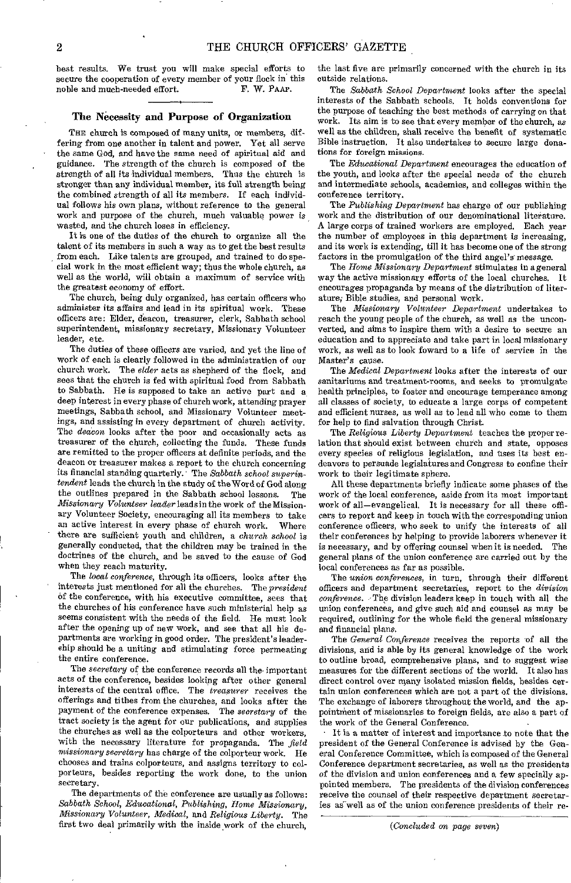best results. We trust you will make special efforts to secure the cooperation of every member of your flock in this noble and much-needed effort.

F. W. PAAP.

## The Necessity and Purpose of Organization

THE church is composed of many units, or members, differing from one another in talent and power. Yet all serve the same God, and have the same need of spiritual aid and guidance. The strength of the church is composed of the strength of all its individual members. Thus the church is stronger than any individual member, its full strength being the combined strength of all its members. If each individual follows his own plans, without reference to the general work and purpose of the church, much valuable power is wasted, and the church loses in efficiency.

It is one of the duties of the church to organize all the talent of its members in such a way as to get the best results from each. Like talents are grouped, and trained to do special work in the most efficient way; thus the whole church, as well as the world, will obtain a maximum of service with the greatest economy of effort.

The church, being duly organized, has certain officers who administer its affairs and lead in its spiritual work. These officers are: Elder, deacon, treasurer, clerk, Sabbath school superintendent, missionary secretary, Missionary Volunteer leader, etc.

The duties of these officers are varied, and yet the line of work of each is clearly followed in the administration of our church work. The *elder* acts as shepherd of the flock, and sees that the church is fed with spiritual food from Sabbath to Sabbath. He is supposed to take an active part and a deep interest in every phase of church work, attending prayer meetings, Sabbath school, and Missionary Volunteer meetings, and assisting in every department of church activity. The *deacon* looks after the poor and occasionally acts as treasurer of the church, collecting the funds. These funds are remitted to the proper officers at definite periods, and the deacon or treasurer makes a report to the church concerning its financial standing quarterly. The *Sabbath school superintendent* leads the church in the study of the Word of God along the outlines prepared in the Sabbath school lessons. The *Missionary Volunteer leader* leads in the work of the Missionary Volunteer Society, encouraging all its members to take an active interest in every phase of church work. Where there are sufficient youth and children, a *church school* is generally conducted, that the children may be trained in the doctrines of the church, and be saved to the cause of God when they reach maturity.

The *local conference*, through its officers, looks after the interests just mentioned for all the churches. The *president* of the conference, with his executive committee, sees that the churches of his conference have such ministerial help as seems consistent with the needs of the field. He must look after the opening up of new work, and see that all his departments are working in good order. The president's leadership should be a uniting and stimulating force permeating the entire conference.

The *secretary* of the conference records all the important acts of the conference, besides looking after other general interests of the central office. The *treasurer* receives the offerings and tithes from the churches, and looks after the payment of the conference expenses. The *secretary* of the tract society is the agent for our publications, and supplies the churches as well as the colporteurs and other workers, with the necessary literature for propaganda. The *field missionary secretary* has charge of the colporteur work. He chooses and trains colporteurs, and assigns territory to colporteurs, besides reporting the work done, to the union secretary.

The departments of the conference are usually as follows: *Sabbath School, Educational, Publishing, Home Missionary, Missionary Volunteer, Medical,* and *Religious Liberty.* The first two deal primarily with the inside work of the church, the last five are primarily concerned with the church in its outside relations.

The *Sabbath School Department* looks after the special interests of the Sabbath schools. It holds conventions for the purpose of teaching the best methods of carrying on that work. Its aim is to see that every member of the church, as well as the children, shall receive the benefit of systematic Bible instruction. It also undertakes to secure large donations for foreign missions.

The *Educational Department* encourages the education of the youth, and looks after the special needs of the church and intermediate schools, academies, and colleges within the conference territory.

The *Publishing Department* has charge of our publishing work and the distribution of our denominational literature. A large corps of trained workers are employed. Each year the number of employees in this department is increasing, and its work is extending, till it has become one of the strong factors in the promulgation of the third angel's message.

The *Home Missionary Department* stimulates in a general way the active missionary efforts of the local churches. It encourages propaganda by means of the distribution of literature, Bible studies, and personal work.

The *Missionary Volunteer Department* undertakes to reach the young people of the church, as well as the unconverted, and aims to inspire them with a desire to secure an education and to appreciate and take part in local missionary work, as well as to look foward to a life of service in the Master's cause.

The *Medical Department* looks after the interests of our sanitariums and treatment-rooms, and seeks to promulgate health principles, to foster and encourage temperance among all classes of society, to educate a large corps of competent and efficient nurses, as well as to lead all who come to them for help to find salvation through Christ.

The *Religious Liberty Department* teaches the proper relation that should exist between church and state, opposes every species of religious legislation, and uses its best endeavors to persuade legislatures and Congress to confine their work to their legitimate sphere.

All these departments briefly indicate some phases of the work of the local conference, aside from its most important work of all—evangelical. It is necessary for all these officers to report and keep in touch with the corresponding union conference officers, who seek to unify the interests of all their conferences by helping to provide laborers whenever it is necessary, and by offering counsel when it is needed. The general plans of the union conference are carried out by the local conferences as far as possible.

The *union conferences*, in turn, through their different officers and department secretaries, report to the *division conference*. The division leaders keep in touch with all the union conferences, and give such aid and counsel as may be required, outlining for the whole field the general missionary and financial plans.

The *General Conference* receives the reports of all the divisions, and is able by its general knowledge of the work to outline broad, comprehensive plans, and to suggest wise measures for the different sections of the world. It also has direct control over many isolated mission fields, besides certain union conferences which are not a part of the divisions. The exchange of laborers throughout the world, and the appointment of missionaries to foreign fields, are also a part of the work of the General Conference.

It is a matter of interest and importance to note that the president of the General Conference is advised by the General Conference Committee, which is composed of the General Conference department secretaries, as well as the presidents of the division and union conferences and a few specially appointed members. The presidents of the division conferences receive the counsel of their respective department secretaries as well as of the union conference presidents of their re-

*(Concluded on page seven)*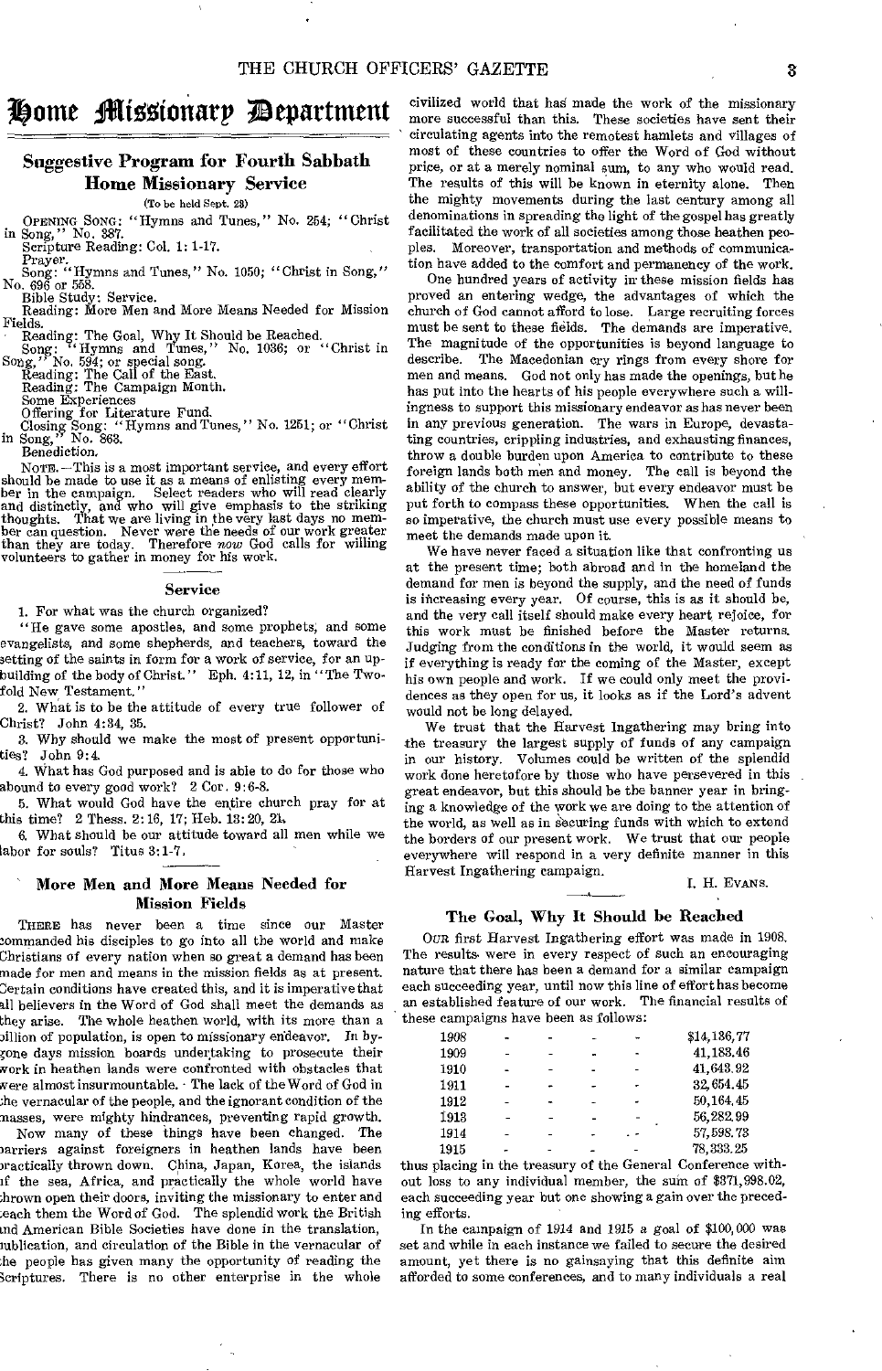# Home Missionary Department

## Suggestive Program for Fourth Sabbath Home Missionary Service

(To be held Sept. 23)

OPENING SONG: "Hymns and Tunes," No. 254; "Christ in Song," No. 387.

Scripture Reading: Col. 1: 1-17.

Prayer.

Song: "Hymns and Tunes," No. 1050; "Christ in Song," No. 696 or 558.

Bible Study: Service.

Reading: More Men and More Means Needed for Mission Fields.

Reading: The Goal, Why It Should be Reached.

Song: "Hymns and Tunes," No. 1036; or "Christ in Song," No. 594; or special song.

Reading: The Call of the East.

Reading: The Campaign Month.

Some Experiences

Offering for Literature Fund.

Closing Song: "Hymns and Tunes," No. 1251; or "Christ in Song," No. 863.

Benediction.

NOTE.—This is a most important service, and every effort should be made to use it as a means of enlisting every member in the campaign. Select readers who will read clearly and distinctly, and who will give emphasis to the striking thoughts. That we are living in the very last days no member can question. Never were the needs of our work greater than they are today. Therefore *now* God calls for willing volunteers to gather in money for his work.

### Service

1. For what was the church organized?

"He gave some apostles, and some prophets, and some evangelists, and some shepherds, and teachers, toward the setting of the saints in form for a work of service, for an upbuilding of the body of Christ." Eph. 4:11, 12, in "The Twofold New Testament."

2. What is to be the attitude of every true follower of Christ? John 4:34, 35.

3. Why should we make the most of present opportunities? John 9:4.

4. What has God purposed and is able to do for those who abound to every good work? 2 Cor. 9:6-8.

5. What would God have the entire church pray for at this time? 2 Thess. 2:16, 17; Heb. 13:20, 21.

6. What should be our attitude toward all men while we labor for souls? Titus 3:1-7.

### More Men and More Means Needed for Mission Fields

THERE has never been a time since our Master commanded his disciples to go into all the world and make Christians of every nation when so great a demand has been made for men and means in the mission fields as at present. Certain conditions have created this, and it is imperative that all believers in the Word of God shall meet the demands as they arise. The whole heathen world, with its more than a billion of population, is open to missionary endeavor. In bygone days mission boards undertaking to prosecute their work in heathen lands were confronted with obstacles that were almost insurmountable. The lack of the Word of God in the vernacular of the people, and the ignorant condition of the masses, were mighty hindrances, preventing rapid growth.

Now many of these things have been changed. The barriers against foreigners in heathen lands have been practically thrown down. China, Japan, Korea, the islands of the sea, Africa, and practically the whole world have thrown open their doors, inviting the missionary to enter and teach them the Word of God. The splendid work the British and American Bible Societies have done in the translation, publication, and circulation of the Bible in the vernacular of the people has given many the opportunity of reading the Scriptures. There is no other enterprise in the whole civilized world that has made the work of the missionary more successful than this. These societies have sent their circulating agents into the remotest hamlets and villages of most of these countries to offer the Word of God without price, or at a merely nominal sum, to any who would read. The results of this will be known in eternity alone. Then the mighty movements during the last century among all denominations in spreading the light of the gospel has greatly facilitated the work of all societies among those heathen peoples. Moreover, transportation and methods of communication have added to the comfort and permanency of the work.

One hundred years of activity in these mission fields has proved an entering wedge, the advantages of which the church of God cannot afford to lose. Large recruiting forces must be sent to these fields. The demands are imperative. The magnitude of the opportunities is beyond language to describe. The Macedonian cry rings from every shore for men and means. God not only has made the openings, but he has put into the hearts of his people everywhere such a willingness to support this missionary endeavor as has never been in any previous generation. The wars in Europe, devastating countries, crippling industries, and exhausting finances, throw a double burden upon America to contribute to these foreign lands both men and money. The call is beyond the ability of the church to answer, but every endeavor must be put forth to compass these opportunities. When the call is so imperative, the church must use every possible means to meet the demands made upon it.

We have never faced a situation like that confronting us at the present time; both abroad and in the homeland the demand for men is beyond the supply, and the need of funds is increasing every year. Of course, this is as it should be, and the very call itself should make every heart rejoice, for this work must be finished before the Master returns. Judging from the conditions in the world, it would seem as if everything is ready for the coming of the Master, except his own people and work. If we could only meet the providences as they open for us, it looks as if the Lord's advent would not be long delayed.

We trust that the Harvest Ingathering may bring into the treasury the largest supply of funds of any campaign in our history. Volumes could be written of the splendid work done heretofore by those who have persevered in this great endeavor, but this should be the banner year in bringing a knowledge of the work we are doing to the attention of the world, as well as in securing funds with which to extend the borders of our present work. We trust that our people everywhere will respond in a very definite manner in this Harvest Ingathering campaign.

I. H. EVANS.

### The Goal, Why It Should be Reached

OUR first Harvest Ingathering effort was made in 1908. The results were in every respect of such an encouraging nature that there has been a demand for a similar campaign each succeeding year, until now this line of effort has become an established feature of our work. The financial results of these campaigns have been as follows:

| Year | Amount |
|---|---|
| 1908 | $14,136.77 |
| 1909 | 41,183.46 |
| 1910 | 41,643.92 |
| 1911 | 32,654.45 |
| 1912 | 50,164.45 |
| 1913 | 56,282.99 |
| 1914 | 57,598.73 |
| 1915 | 78,333.25 |

thus placing in the treasury of the General Conference without loss to any individual member, the sum of $371,998.02, each succeeding year but one showing a gain over the preceding efforts.

In the campaign of 1914 and 1915 a goal of $100,000 was set and while in each instance we failed to secure the desired amount, yet there is no gainsaying that this definite aim afforded to some conferences, and to many individuals a real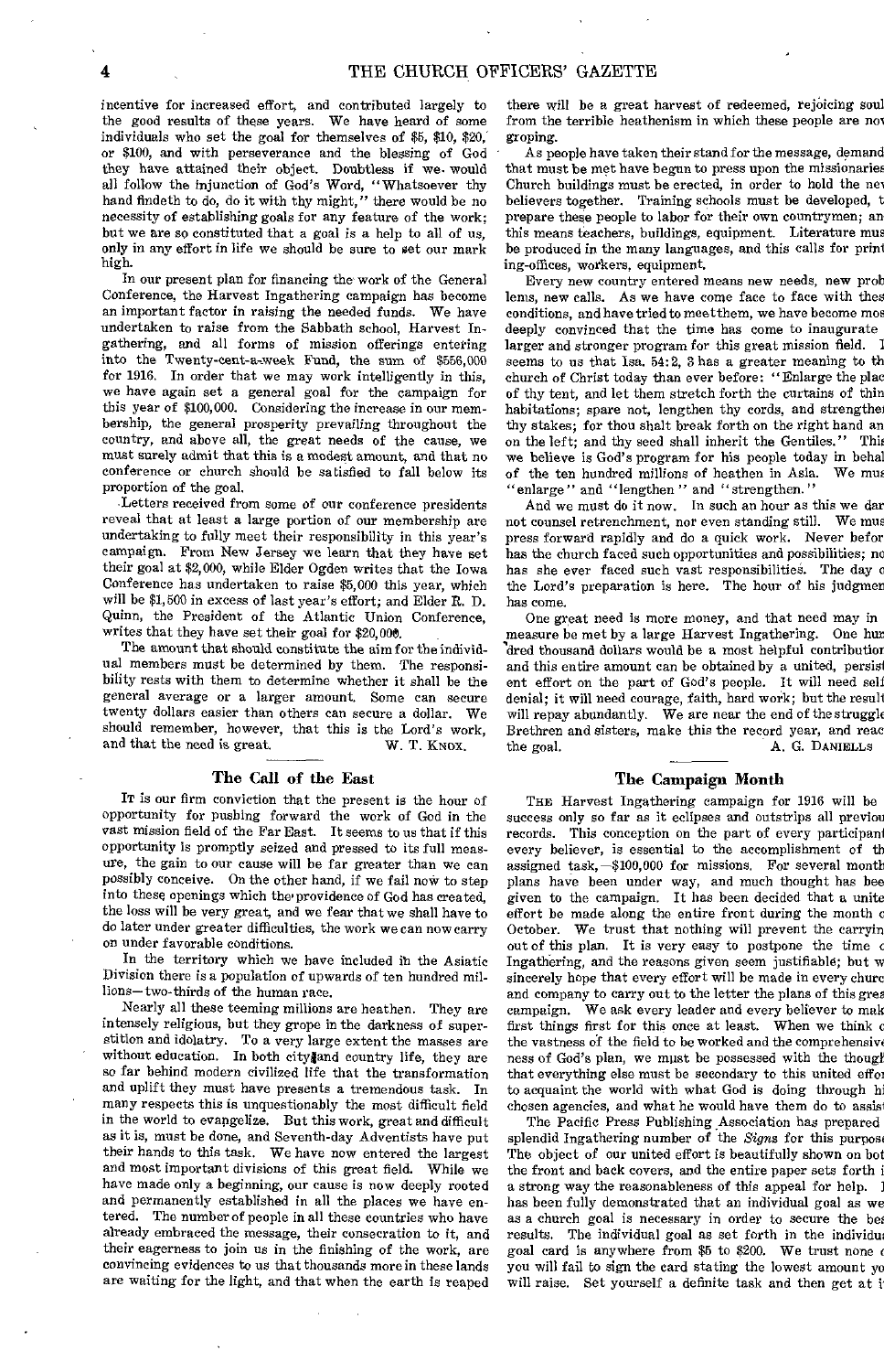incentive for increased effort, and contributed largely to the good results of these years. We have heard of some individuals who set the goal for themselves of $5, $10, $20, or $100, and with perseverance and the blessing of God they have attained their object. Doubtless if we would all follow the injunction of God's Word, "Whatsoever thy hand findeth to do, do it with thy might," there would be no necessity of establishing goals for any feature of the work; but we are so constituted that a goal is a help to all of us, only in any effort in life we should be sure to set our mark high.

In our present plan for financing the work of the General Conference, the Harvest Ingathering campaign has become an important factor in raising the needed funds. We have undertaken to raise from the Sabbath school, Harvest Ingathering, and all forms of mission offerings entering into the Twenty-cent-a-week Fund, the sum of $556,000 for 1916. In order that we may work intelligently in this, we have again set a general goal for the campaign for this year of $100,000. Considering the increase in our membership, the general prosperity prevailing throughout the country, and above all, the great needs of the cause, we must surely admit that this is a modest amount, and that no conference or church should be satisfied to fall below its proportion of the goal.

Letters received from some of our conference presidents reveal that at least a large portion of our membership are undertaking to fully meet their responsibility in this year's campaign. From New Jersey we learn that they have set their goal at $2,000, while Elder Ogden writes that the Iowa Conference has undertaken to raise $5,000 this year, which will be $1,500 in excess of last year's effort; and Elder R. D. Quinn, the President of the Atlantic Union Conference, writes that they have set their goal for $20,000.

The amount that should constitute the aim for the individual members must be determined by them. The responsibility rests with them to determine whether it shall be the general average or a larger amount. Some can secure twenty dollars easier than others can secure a dollar. We should remember, however, that this is the Lord's work, and that the need is great.

W. T. KNOX.

## The Call of the East

IT is our firm conviction that the present is the hour of opportunity for pushing forward the work of God in the vast mission field of the Far East. It seems to us that if this opportunity is promptly seized and pressed to its full measure, the gain to our cause will be far greater than we can possibly conceive. On the other hand, if we fail now to step into these openings which the providence of God has created, the loss will be very great, and we fear that we shall have to do later under greater difficulties, the work we can now carry on under favorable conditions.

In the territory which we have included in the Asiatic Division there is a population of upwards of ten hundred millions — two-thirds of the human race.

Nearly all these teeming millions are heathen. They are intensely religious, but they grope in the darkness of superstition and idolatry. To a very large extent the masses are without education. In both city and country life, they are so far behind modern civilized life that the transformation and uplift they must have presents a tremendous task. In many respects this is unquestionably the most difficult field in the world to evangelize. But this work, great and difficult as it is, must be done, and Seventh-day Adventists have put their hands to this task. We have now entered the largest and most important divisions of this great field. While we have made only a beginning, our cause is now deeply rooted and permanently established in all the places we have entered. The number of people in all these countries who have already embraced the message, their consecration to it, and their eagerness to join us in the finishing of the work, are convincing evidences to us that thousands more in these lands are waiting for the light, and that when the earth is reaped there will be a great harvest of redeemed, rejoicing souls from the terrible heathenism in which these people are now groping.

As people have taken their stand for the message, demands that must be met have begun to press upon the missionaries. Church buildings must be erected, in order to hold the new believers together. Training schools must be developed, to prepare these people to labor for their own countrymen; and this means teachers, buildings, equipment. Literature must be produced in the many languages, and this calls for printing-offices, workers, equipment.

Every new country entered means new needs, new problems, new calls. As we have come face to face with these conditions, and have tried to meet them, we have become most deeply convinced that the time has come to inaugurate a larger and stronger program for this great mission field. It seems to us that Isa. 54:2, 3 has a greater meaning to the church of Christ today than ever before: "Enlarge the place of thy tent, and let them stretch forth the curtains of thine habitations; spare not, lengthen thy cords, and strengthen thy stakes; for thou shalt break forth on the right hand and on the left; and thy seed shall inherit the Gentiles." This we believe is God's program for his people today in behalf of the ten hundred millions of heathen in Asia. We must "enlarge" and "lengthen" and "strengthen."

And we must do it now. In such an hour as this we dare not counsel retrenchment, nor even standing still. We must press forward rapidly and do a quick work. Never before has the church faced such opportunities and possibilities; nor has she ever faced such vast responsibilities. The day of the Lord's preparation is here. The hour of his judgment has come.

One great need is more money, and that need may in a measure be met by a large Harvest Ingathering. One hundred thousand dollars would be a most helpful contribution, and this entire amount can be obtained by a united, persistent effort on the part of God's people. It will need self-denial; it will need courage, faith, hard work; but the result will repay abundantly. We are near the end of the struggle. Brethren and sisters, make this the record year, and reach the goal.

A. G. DANIELLS.

## The Campaign Month

THE Harvest Ingathering campaign for 1916 will be a success only so far as it eclipses and outstrips all previous records. This conception on the part of every participant, every believer, is essential to the accomplishment of the assigned task, — $100,000 for missions. For several months plans have been under way, and much thought has been given to the campaign. It has been decided that a united effort be made along the entire front during the month of October. We trust that nothing will prevent the carrying out of this plan. It is very easy to postpone the time of Ingathering, and the reasons given seem justifiable; but we sincerely hope that every effort will be made in every church and company to carry out to the letter the plans of this great campaign. We ask every leader and every believer to make first things first for this once at least. When we think of the vastness of the field to be worked and the comprehensiveness of God's plan, we must be possessed with the thought that everything else must be secondary to this united effort to acquaint the world with what God is doing through his chosen agencies, and what he would have them do to assist.

The Pacific Press Publishing Association has prepared a splendid Ingathering number of the *Signs* for this purpose. The object of our united effort is beautifully shown on both the front and back covers, and the entire paper sets forth in a strong way the reasonableness of this appeal for help. It has been fully demonstrated that an individual goal as well as a church goal is necessary in order to secure the best results. The individual goal as set forth in the individual goal card is anywhere from $5 to $200. We trust none of you will fail to sign the card stating the lowest amount you will raise. Set yourself a definite task and then get at it.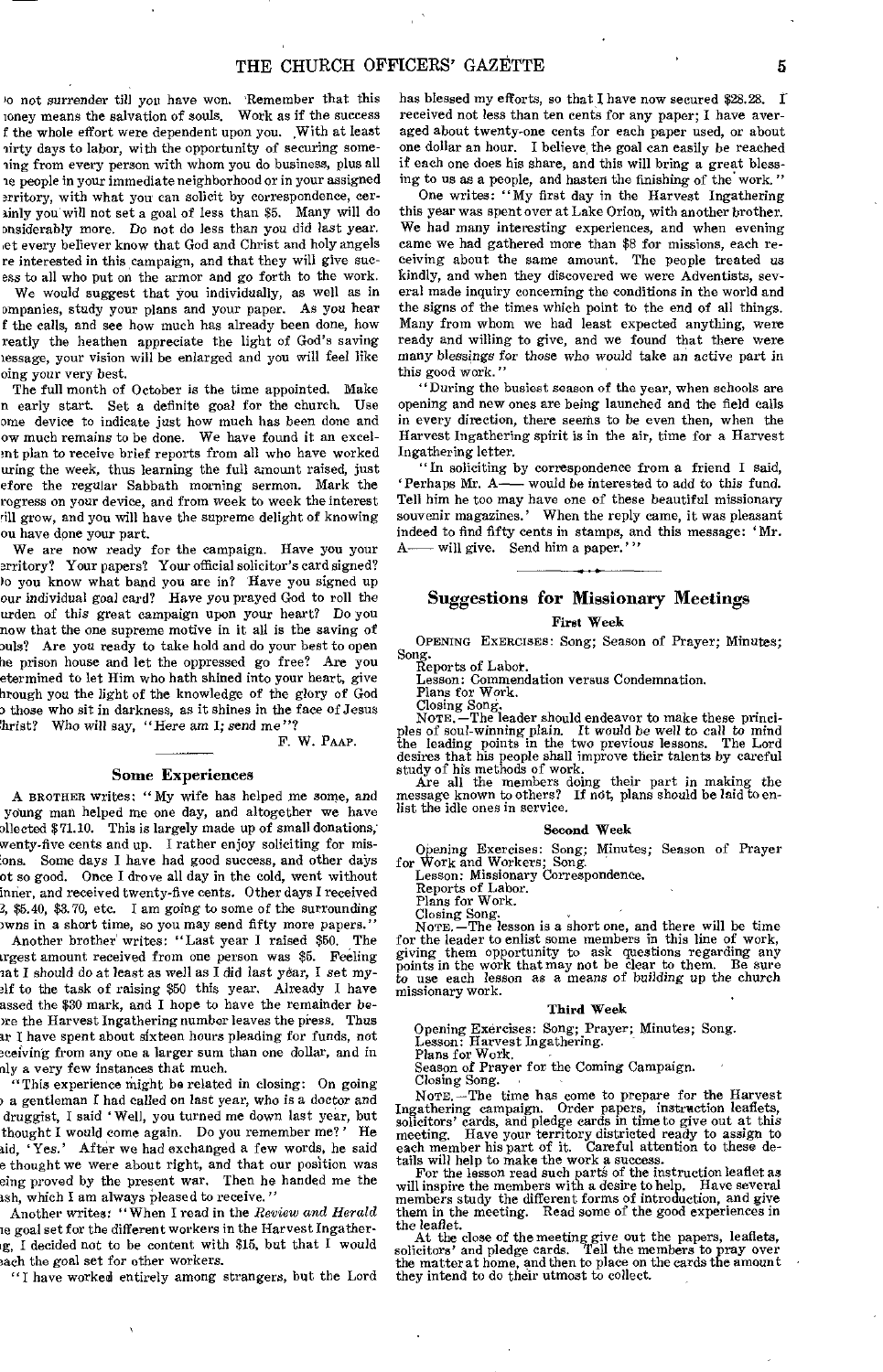do not surrender till you have won. Remember that this money means the salvation of souls. Work as if the success of the whole effort were dependent upon you. With at least thirty days to labor, with the opportunity of securing something from every person with whom you do business, plus all the people in your immediate neighborhood or in your assigned territory, with what you can solicit by correspondence, certainly you will not set a goal of less than $5. Many will do considerably more. Do not do less than you did last year. Let every believer know that God and Christ and holy angels are interested in this campaign, and that they will give success to all who put on the armor and go forth to the work.

We would suggest that you individually, as well as in companies, study your plans and your paper. As you hear of the calls, and see how much has already been done, how greatly the heathen appreciate the light of God's saving message, your vision will be enlarged and you will feel like doing your very best.

The full month of October is the time appointed. Make an early start. Set a definite goal for the church. Use some device to indicate just how much has been done and how much remains to be done. We have found it an excellent plan to receive brief reports from all who have worked during the week, thus learning the full amount raised, just before the regular Sabbath morning sermon. Mark the progress on your device, and from week to week the interest will grow, and you will have the supreme delight of knowing you have done your part.

We are now ready for the campaign. Have you your territory? Your papers? Your official solicitor's card signed? Do you know what band you are in? Have you signed up your individual goal card? Have you prayed God to roll the burden of this great campaign upon your heart? Do you know that the one supreme motive in it all is the saving of souls? Are you ready to take hold and do your best to open the prison house and let the oppressed go free? Are you determined to let Him who hath shined into your heart, give through you the light of the knowledge of the glory of God to those who sit in darkness, as it shines in the face of Jesus Christ? Who will say, "Here am I; send me"?

F. W. PAAP.

### Some Experiences

A BROTHER writes: "My wife has helped me some, and a young man helped me one day, and altogether we have collected $71.10. This is largely made up of small donations, twenty-five cents and up. I rather enjoy soliciting for missions. Some days I have had good success, and other days not so good. Once I drove all day in the cold, went without dinner, and received twenty-five cents. Other days I received $2, $5.40, $3.70, etc. I am going to some of the surrounding towns in a short time, so you may send fifty more papers."

Another brother writes: "Last year I raised $50. The largest amount received from one person was $5. Feeling that I should do at least as well as I did last year, I set myself to the task of raising $50 this year. Already I have passed the $30 mark, and I hope to have the remainder before the Harvest Ingathering number leaves the press. Thus far I have spent about sixteen hours pleading for funds, not receiving from any one a larger sum than one dollar, and in only a very few instances that much.

"This experience might be related in closing: On going to a gentleman I had called on last year, who is a doctor and a druggist, I said 'Well, you turned me down last year, but I thought I would come again. Do you remember me?' He said, 'Yes.' After we had exchanged a few words, he said he thought we were about right, and that our position was being proved by the present war. Then he handed me the cash, which I am always pleased to receive."

Another writes: "When I read in the *Review and Herald* the goal set for the different workers in the Harvest Ingathering, I decided not to be content with $15, but that I would reach the goal set for other workers.

"I have worked entirely among strangers, but the Lord has blessed my efforts, so that I have now secured $28.28. I received not less than ten cents for any paper; I have averaged about twenty-one cents for each paper used, or about one dollar an hour. I believe the goal can easily be reached if each one does his share, and this will bring a great blessing to us as a people, and hasten the finishing of the work."

One writes: "My first day in the Harvest Ingathering this year was spent over at Lake Orion, with another brother. We had many interesting experiences, and when evening came we had gathered more than $8 for missions, each receiving about the same amount. The people treated us kindly, and when they discovered we were Adventists, several made inquiry concerning the conditions in the world and the signs of the times which point to the end of all things. Many from whom we had least expected anything, were ready and willing to give, and we found that there were many blessings for those who would take an active part in this good work."

"During the busiest season of the year, when schools are opening and new ones are being launched and the field calls in every direction, there seems to be even then, when the Harvest Ingathering spirit is in the air, time for a Harvest Ingathering letter.

"In soliciting by correspondence from a friend I said, 'Perhaps Mr. A—— would be interested to add to this fund. Tell him he too may have one of these beautiful missionary souvenir magazines.' When the reply came, it was pleasant indeed to find fifty cents in stamps, and this message: 'Mr. A—— will give. Send him a paper.'"

## Suggestions for Missionary Meetings

### First Week

OPENING EXERCISES: Song; Season of Prayer; Minutes; Song.
Reports of Labor.
Lesson: Commendation versus Condemnation.
Plans for Work.
Closing Song.

NOTE.—The leader should endeavor to make these principles of soul-winning plain. It would be well to call to mind the leading points in the two previous lessons. The Lord desires that his people shall improve their talents by careful study of his methods of work.

Are all the members doing their part in making the message known to others? If not, plans should be laid to enlist the idle ones in service.

### Second Week

Opening Exercises: Song; Minutes; Season of Prayer for Work and Workers; Song.
Lesson: Missionary Correspondence.
Reports of Labor.
Plans for Work.
Closing Song.

NOTE.—The lesson is a short one, and there will be time for the leader to enlist some members in this line of work, giving them opportunity to ask questions regarding any points in the work that may not be clear to them. Be sure to use each lesson as a means of building up the church missionary work.

### Third Week

Opening Exercises: Song; Prayer; Minutes; Song.
Lesson: Harvest Ingathering.
Plans for Work.
Season of Prayer for the Coming Campaign.
Closing Song.

NOTE.—The time has come to prepare for the Harvest Ingathering campaign. Order papers, instruction leaflets, solicitors' cards, and pledge cards in time to give out at this meeting. Have your territory districted ready to assign to each member his part of it. Careful attention to these details will help to make the work a success.

For the lesson read such parts of the instruction leaflet as will inspire the members with a desire to help. Have several members study the different forms of introduction, and give them in the meeting. Read some of the good experiences in the leaflet.

At the close of the meeting give out the papers, leaflets, solicitors' and pledge cards. Tell the members to pray over the matter at home, and then to place on the cards the amount they intend to do their utmost to collect.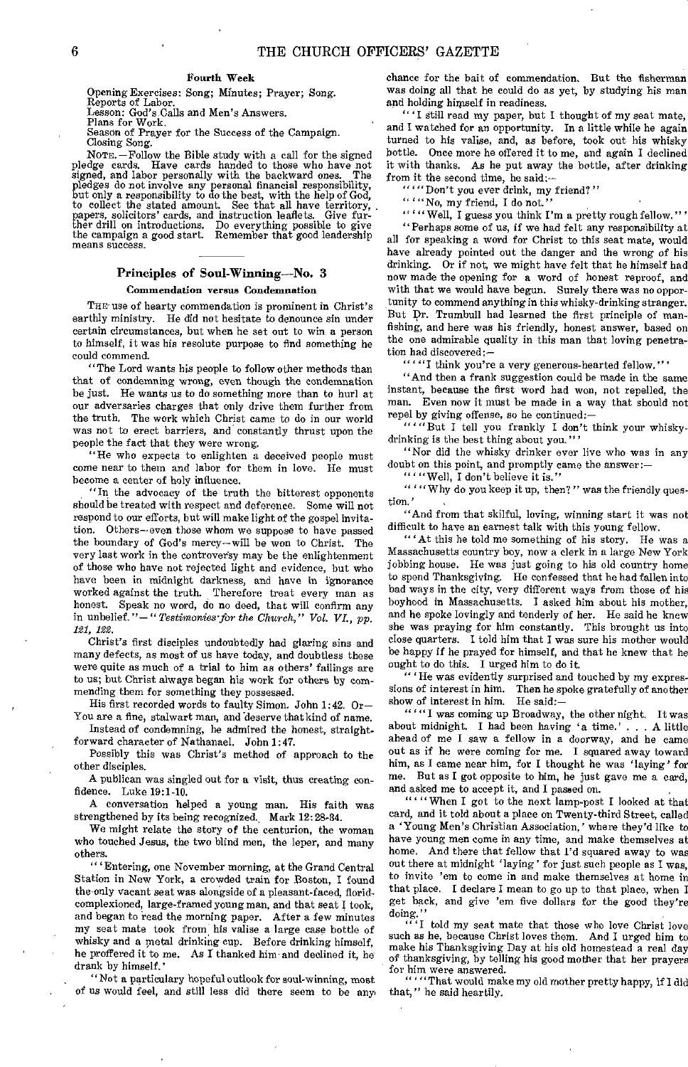#### Fourth Week

Opening Exercises: Song; Minutes; Prayer; Song.
Reports of Labor.
Lesson: God's Calls and Men's Answers.
Plans for Work.
Season of Prayer for the Success of the Campaign.
Closing Song.

NOTE.—Follow the Bible study with a call for the signed pledge cards. Have cards handed to those who have not signed, and labor personally with the backward ones. The pledges do not involve any personal financial responsibility, but only a responsibility to do the best, with the help of God, to collect the stated amount. See that all have territory, papers, solicitors' cards, and instruction leaflets. Give further drill on introductions. Do everything possible to give the campaign a good start. Remember that good leadership means success.

## Principles of Soul-Winning—No. 3

### Commendation versus Condemnation

THE use of hearty commendation is prominent in Christ's earthly ministry. He did not hesitate to denounce sin under certain circumstances, but when he set out to win a person to himself, it was his resolute purpose to find something he could commend.

"The Lord wants his people to follow other methods than that of condemning wrong, even though the condemnation be just. He wants us to do something more than to hurl at our adversaries charges that only drive them further from the truth. The work which Christ came to do in our world was not to erect barriers, and constantly thrust upon the people the fact that they were wrong.

"He who expects to enlighten a deceived people must come near to them and labor for them in love. He must become a center of holy influence.

"In the advocacy of the truth the bitterest opponents should be treated with respect and deference. Some will not respond to our efforts, but will make light of the gospel invitation. Others—even those whom we suppose to have passed the boundary of God's mercy—will be won to Christ. The very last work in the controversy may be the enlightenment of those who have not rejected light and evidence, but who have been in midnight darkness, and have in ignorance worked against the truth. Therefore treat every man as honest. Speak no word, do no deed, that will confirm any in unbelief."—"*Testimonies for the Church,*" *Vol. VI., pp. 121, 122.*

Christ's first disciples undoubtedly had glaring sins and many defects, as most of us have today, and doubtless these were quite as much of a trial to him as others' failings are to us; but Christ always began his work for others by commending them for something they possessed.

His first recorded words to faulty Simon. John 1:42. Or—You are a fine, stalwart man, and deserve that kind of name.

Instead of condemning, he admired the honest, straightforward character of Nathanael. John 1:47.

Possibly this was Christ's method of approach to the other disciples.

A publican was singled out for a visit, thus creating confidence. Luke 19:1-10.

A conversation helped a young man. His faith was strengthened by its being recognized. Mark 12:28-34.

We might relate the story of the centurion, the woman who touched Jesus, the two blind men, the leper, and many others.

"'Entering, one November morning, at the Grand Central Station in New York, a crowded train for Boston, I found the only vacant seat was alongside of a pleasant-faced, florid-complexioned, large-framed young man, and that seat I took, and began to read the morning paper. After a few minutes my seat mate took from his valise a large case bottle of whisky and a metal drinking cup. Before drinking himself, he proffered it to me. As I thanked him and declined it, he drank by himself.'

"Not a particulary hopeful outlook for soul-winning, most of us would feel, and still less did there seem to be any chance for the bait of commendation. But the fisherman was doing all that he could do as yet, by studying his man and holding himself in readiness.

"'I still read my paper, but I thought of my seat mate, and I watched for an opportunity. In a little while he again turned to his valise, and, as before, took out his whisky bottle. Once more he offered it to me, and again I declined it with thanks. As he put away the bottle, after drinking from it the second time, he said:—

"'"Don't you ever drink, my friend?"

"'"No, my friend, I do not."

"'"Well, I guess you think I'm a pretty rough fellow."'

"Perhaps some of us, if we had felt any responsibility at all for speaking a word for Christ to this seat mate, would have already pointed out the danger and the wrong of his drinking. Or if not, we might have felt that he himself had now made the opening for a word of honest reproof, and with that we would have begun. Surely there was no opportunity to commend anything in this whisky-drinking stranger. But Dr. Trumbull had learned the first principle of man-fishing, and here was his friendly, honest answer, based on the one admirable quality in this man that loving penetration had discovered:—

"'"I think you're a very generous-hearted fellow."'

"And then a frank suggestion could be made in the same instant, because the first word had won, not repelled, the man. Even now it must be made in a way that should not repel by giving offense, so he continued:—

"'"But I tell you frankly I don't think your whisky-drinking is the best thing about you."'

"Nor did the whisky drinker ever live who was in any doubt on this point, and promptly came the answer:—

"'"Well, I don't believe it is."

"'"Why do you keep it up, then?" was the friendly question.'

"And from that skilful, loving, winning start it was not difficult to have an earnest talk with this young fellow.

"'At this he told me something of his story. He was a Massachusetts country boy, now a clerk in a large New York jobbing house. He was just going to his old country home to spend Thanksgiving. He confessed that he had fallen into bad ways in the city, very different ways from those of his boyhood in Massachusetts. I asked him about his mother, and he spoke lovingly and tenderly of her. He said he knew she was praying for him constantly. This brought us into close quarters. I told him that I was sure his mother would be happy if he prayed for himself, and that he knew that he ought to do this. I urged him to do it.

"'He was evidently surprised and touched by my expressions of interest in him. Then he spoke gratefully of another show of interest in him. He said:—

"'"I was coming up Broadway, the other night. It was about midnight. I had been having 'a time.' . . . A little ahead of me I saw a fellow in a doorway, and he came out as if he were coming for me. I squared away toward him, as I came near him, for I thought he was 'laying' for me. But as I got opposite to him, he just gave me a card, and asked me to accept it, and I passed on.

"'"When I got to the next lamp-post I looked at that card, and it told about a place on Twenty-third Street, called a 'Young Men's Christian Association,' where they'd like to have young men come in any time, and make themselves at home. And there that fellow that I'd squared away to was out there at midnight 'laying' for just such people as I was, to invite 'em to come in and make themselves at home in that place. I declare I mean to go up to that place, when I get back, and give 'em five dollars for the good they're doing."

"'I told my seat mate that those who love Christ love such as he, because Christ loves them. And I urged him to make his Thanksgiving Day at his old homestead a real day of thanksgiving, by telling his good mother that her prayers for him were answered.

"'"That would make my old mother pretty happy, if I did that," he said heartily.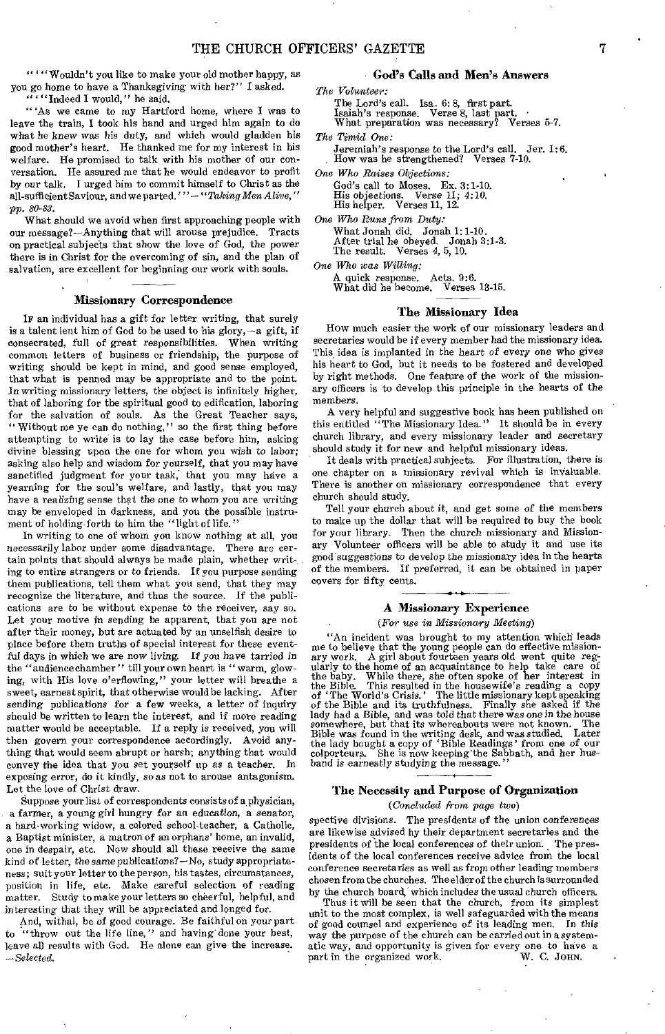"'"Wouldn't you like to make your old mother happy, as you go home to have a Thanksgiving with her?" I asked.

"'"Indeed I would," he said.

"'As we came to my Hartford home, where I was to leave the train, I took his hand and urged him again to do what he knew was his duty, and which would gladden his good mother's heart. He thanked me for my interest in his welfare. He promised to talk with his mother of our conversation. He assured me that he would endeavor to profit by our talk. I urged him to commit himself to Christ as the all-sufficient Saviour, and we parted.'"—*"Taking Men Alive," pp. 80-83.*

What should we avoid when first approaching people with our message?—Anything that will arouse prejudice. Tracts on practical subjects that show the love of God, the power there is in Christ for the overcoming of sin, and the plan of salvation, are excellent for beginning our work with souls.

### Missionary Correspondence

If an individual has a gift for letter writing, that surely is a talent lent him of God to be used to his glory,—a gift, if consecrated, full of great responsibilities. When writing common letters of business or friendship, the purpose of writing should be kept in mind, and good sense employed, that what is penned may be appropriate and to the point. In writing missionary letters, the object is infinitely higher, that of laboring for the spiritual good to edification, laboring for the salvation of souls. As the Great Teacher says, "Without me ye can do nothing," so the first thing before attempting to write is to lay the case before him, asking divine blessing upon the one for whom you wish to labor; asking also help and wisdom for yourself, that you may have sanctified judgment for your task, that you may have a yearning for the soul's welfare, and lastly, that you may have a realizing sense that the one to whom you are writing may be enveloped in darkness, and you the possible instrument of holding forth to him the "light of life."

In writing to one of whom you know nothing at all, you necessarily labor under some disadvantage. There are certain points that should always be made plain, whether writing to entire strangers or to friends. If you purpose sending them publications, tell them what you send, that they may recognize the literature, and thus the source. If the publications are to be without expense to the receiver, say so. Let your motive in sending be apparent, that you are not after their money, but are actuated by an unselfish desire to place before them truths of special interest for these eventful days in which we are now living. If you have tarried in the "audience chamber" till your own heart is "warm, glowing, with His love o'erflowing," your letter will breathe a sweet, earnest spirit, that otherwise would be lacking. After sending publications for a few weeks, a letter of inquiry should be written to learn the interest, and if more reading matter would be acceptable. If a reply is received, you will then govern your correspondence accordingly. Avoid anything that would seem abrupt or harsh; anything that would convey the idea that you set yourself up as a teacher. In exposing error, do it kindly, so as not to arouse antagonism. Let the love of Christ draw.

Suppose your list of correspondents consists of a physician, a farmer, a young girl hungry for an education, a senator, a hard-working widow, a colored school-teacher, a Catholic, a Baptist minister, a matron of an orphans' home, an invalid, one in despair, etc. Now should all these receive the same kind of letter, the same publications?—No, study appropriateness; suit your letter to the person, his tastes, circumstances, position in life, etc. Make careful selection of reading matter. Study to make your letters so cheerful, helpful, and interesting that they will be appreciated and longed for.

And, withal, be of good courage. Be faithful on your part to "throw out the life line," and having done your best, leave all results with God. He alone can give the increase. —*Selected.*

### God's Calls and Men's Answers

*The Volunteer:*

The Lord's call. Isa. 6:8, first part.
Isaiah's response. Verse 8, last part.
What preparation was necessary? Verses 5-7.

*The Timid One:*

Jeremiah's response to the Lord's call. Jer. 1:6.
How was he strengthened? Verses 7-10.

*One Who Raises Objections:*

God's call to Moses. Ex. 3:1-10.
His objections. Verse 11; 4:10.
His helper. Verses 11, 12.

*One Who Runs from Duty:*

What Jonah did. Jonah 1:1-10.
After trial he obeyed. Jonah 3:1-3.
The result. Verses 4, 5, 10.

*One Who was Willing:*

A quick response. Acts. 9:6.
What did he become. Verses 13-15.

### The Missionary Idea

How much easier the work of our missionary leaders and secretaries would be if every member had the missionary idea. This idea is implanted in the heart of every one who gives his heart to God, but it needs to be fostered and developed by right methods. One feature of the work of the missionary officers is to develop this principle in the hearts of the members.

A very helpful and suggestive book has been published on this entitled "The Missionary Idea." It should be in every church library, and every missionary leader and secretary should study it for new and helpful missionary ideas.

It deals with practical subjects. For illustration, there is one chapter on a missionary revival which is invaluable. There is another on missionary correspondence that every church should study.

Tell your church about it, and get some of the members to make up the dollar that will be required to buy the book for your library. Then the church missionary and Missionary Volunteer officers will be able to study it and use its good suggestions to develop the missionary idea in the hearts of the members. If preferred, it can be obtained in paper covers for fifty cents.

### A Missionary Experience

*(For use in Missionary Meeting)*

"An incident was brought to my attention which leads me to believe that the young people can do effective missionary work. A girl about fourteen years old went quite regularly to the home of an acquaintance to help take care of the baby. While there, she often spoke of her interest in the Bible. This resulted in the housewife's reading a copy of 'The World's Crisis.' The little missionary kept speaking of the Bible and its truthfulness. Finally she asked if the lady had a Bible, and was told that there was one in the house somewhere, but that its whereabouts were not known. The Bible was found in the writing desk, and was studied. Later the lady bought a copy of 'Bible Readings' from one of our colporteurs. She is now keeping the Sabbath, and her husband is earnestly studying the message."

### The Necessity and Purpose of Organization

*(Concluded from page two)*

spective divisions. The presidents of the union conferences are likewise advised by their department secretaries and the presidents of the local conferences of their union. The presidents of the local conferences receive advice from the local conference secretaries as well as from other leading members chosen from the churches. The elder of the church is surrounded by the church board, which includes the usual church officers.

Thus it will be seen that the church, from its simplest unit to the most complex, is well safeguarded with the means of good counsel and experience of its leading men. In this way the purpose of the church can be carried out in a systematic way, and opportunity is given for every one to have a part in the organized work.

W. C. John.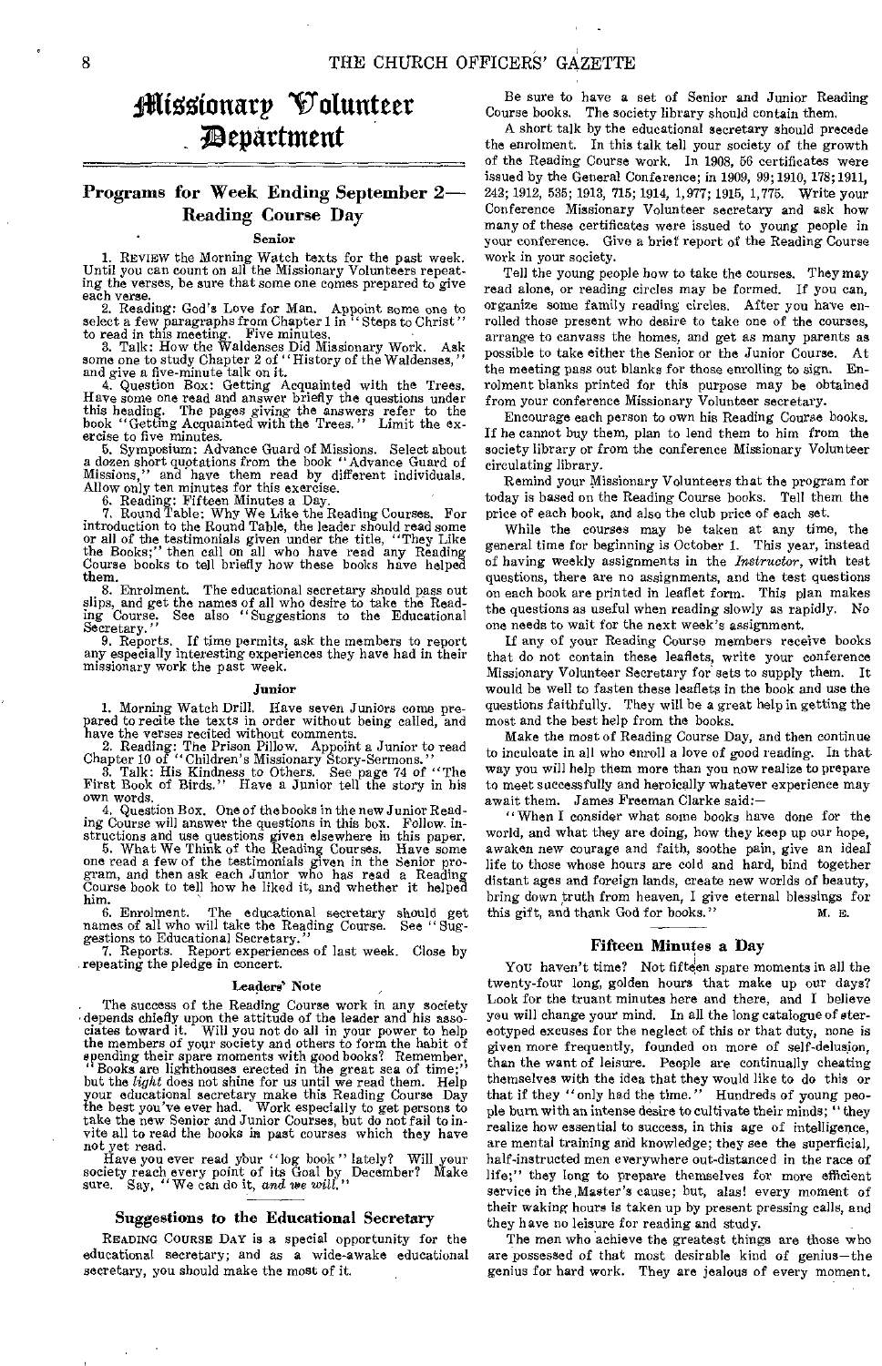# Missionary Volunteer Department

## Programs for Week Ending September 2—Reading Course Day

### Senior

1. REVIEW the Morning Watch texts for the past week. Until you can count on all the Missionary Volunteers repeating the verses, be sure that some one comes prepared to give each verse.

2. Reading: God's Love for Man. Appoint some one to select a few paragraphs from Chapter 1 in "Steps to Christ" to read in this meeting. Five minutes.

3. Talk: How the Waldenses Did Missionary Work. Ask some one to study Chapter 2 of "History of the Waldenses," and give a five-minute talk on it.

4. Question Box: Getting Acquainted with the Trees. Have some one read and answer briefly the questions under this heading. The pages giving the answers refer to the book "Getting Acquainted with the Trees." Limit the exercise to five minutes.

5. Symposium: Advance Guard of Missions. Select about a dozen short quotations from the book "Advance Guard of Missions," and have them read by different individuals. Allow only ten minutes for this exercise.

6. Reading: Fifteen Minutes a Day.

7. Round Table: Why We Like the Reading Courses. For introduction to the Round Table, the leader should read some or all of the testimonials given under the title, "They Like the Books;" then call on all who have read any Reading Course books to tell briefly how these books have helped them.

8. Enrolment. The educational secretary should pass out slips, and get the names of all who desire to take the Reading Course. See also "Suggestions to the Educational Secretary."

9. Reports. If time permits, ask the members to report any especially interesting experiences they have had in their missionary work the past week.

### Junior

1. Morning Watch Drill. Have seven Juniors come prepared to recite the texts in order without being called, and have the verses recited without comments.

2. Reading: The Prison Pillow. Appoint a Junior to read Chapter 10 of "Children's Missionary Story-Sermons."

3. Talk: His Kindness to Others. See page 74 of "The First Book of Birds." Have a Junior tell the story in his own words.

4. Question Box. One of the books in the new Junior Reading Course will answer the questions in this box. Follow instructions and use questions given elsewhere in this paper.

5. What We Think of the Reading Courses. Have some one read a few of the testimonials given in the Senior program, and then ask each Junior who has read a Reading Course book to tell how he liked it, and whether it helped him.

6. Enrolment. The educational secretary should get names of all who will take the Reading Course. See "Suggestions to Educational Secretary."

7. Reports. Report experiences of last week. Close by repeating the pledge in concert.

### Leaders' Note

The success of the Reading Course work in any society depends chiefly upon the attitude of the leader and his associates toward it. Will you not do all in your power to help the members of your society and others to form the habit of spending their spare moments with good books? Remember, "Books are lighthouses erected in the great sea of time;" but the *light* does not shine for us until we read them. Help your educational secretary make this Reading Course Day the best you've ever had. Work especially to get persons to take the new Senior and Junior Courses, but do not fail to invite all to read the books in past courses which they have not yet read.

Have you ever read your "log book" lately? Will your society reach every point of its Goal by December? Make sure. Say, "We can do it, *and we will.*"

## Suggestions to the Educational Secretary

READING COURSE DAY is a special opportunity for the educational secretary; and as a wide-awake educational secretary, you should make the most of it.

Be sure to have a set of Senior and Junior Reading Course books. The society library should contain them.

A short talk by the educational secretary should precede the enrolment. In this talk tell your society of the growth of the Reading Course work. In 1908, 56 certificates were issued by the General Conference; in 1909, 99; 1910, 178; 1911, 243; 1912, 535; 1913, 715; 1914, 1,977; 1915, 1,775. Write your Conference Missionary Volunteer secretary and ask how many of these certificates were issued to young people in your conference. Give a brief report of the Reading Course work in your society.

Tell the young people how to take the courses. They may read alone, or reading circles may be formed. If you can, organize some family reading circles. After you have enrolled those present who desire to take one of the courses, arrange to canvass the homes, and get as many parents as possible to take either the Senior or the Junior Course. At the meeting pass out blanks for those enrolling to sign. Enrolment blanks printed for this purpose may be obtained from your conference Missionary Volunteer secretary.

Encourage each person to own his Reading Course books. If he cannot buy them, plan to lend them to him from the society library or from the conference Missionary Volunteer circulating library.

Remind your Missionary Volunteers that the program for today is based on the Reading Course books. Tell them the price of each book, and also the club price of each set.

While the courses may be taken at any time, the general time for beginning is October 1. This year, instead of having weekly assignments in the *Instructor*, with test questions, there are no assignments, and the test questions on each book are printed in leaflet form. This plan makes the questions as useful when reading slowly as rapidly. No one needs to wait for the next week's assignment.

If any of your Reading Course members receive books that do not contain these leaflets, write your conference Missionary Volunteer Secretary for sets to supply them. It would be well to fasten these leaflets in the book and use the questions faithfully. They will be a great help in getting the most and the best help from the books.

Make the most of Reading Course Day, and then continue to inculcate in all who enroll a love of good reading. In that way you will help them more than you now realize to prepare to meet successfully and heroically whatever experience may await them. James Freeman Clarke said:—

"When I consider what some books have done for the world, and what they are doing, how they keep up our hope, awaken new courage and faith, soothe pain, give an ideal life to those whose hours are cold and hard, bind together distant ages and foreign lands, create new worlds of beauty, bring down truth from heaven, I give eternal blessings for this gift, and thank God for books."

M. E.

## Fifteen Minutes a Day

YOU haven't time? Not fifteen spare moments in all the twenty-four long, golden hours that make up our days? Look for the truant minutes here and there, and I believe you will change your mind. In all the long catalogue of stereotyped excuses for the neglect of this or that duty, none is given more frequently, founded on more of self-delusion, than the want of leisure. People are continually cheating themselves with the idea that they would like to do this or that if they "only had the time." Hundreds of young people burn with an intense desire to cultivate their minds; "they realize how essential to success, in this age of intelligence, are mental training and knowledge; they see the superficial, half-instructed men everywhere out-distanced in the race of life;" they long to prepare themselves for more efficient service in the Master's cause; but, alas! every moment of their waking hours is taken up by present pressing calls, and they have no leisure for reading and study.

The men who achieve the greatest things are those who are possessed of that most desirable kind of genius—the genius for hard work. They are jealous of every moment.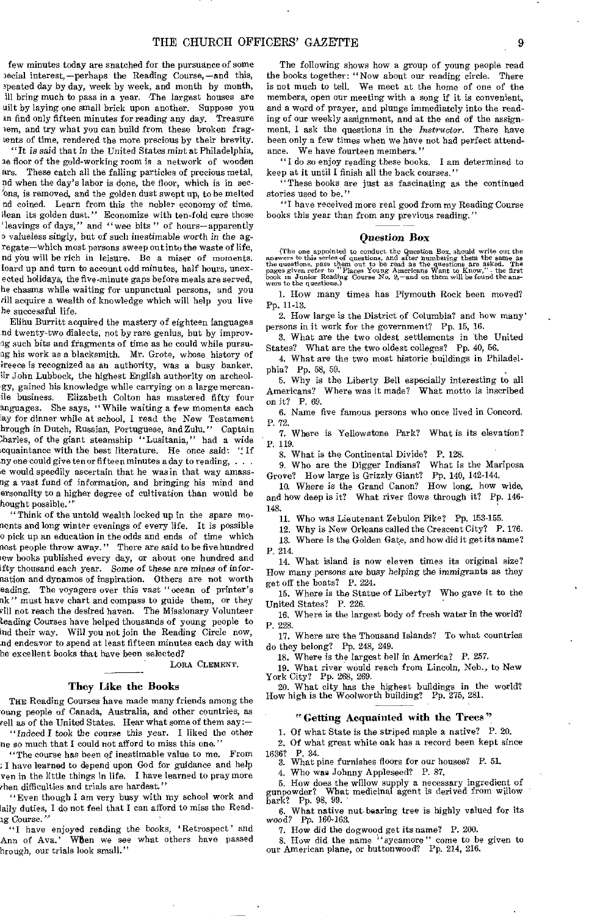few minutes today are snatched for the pursuance of some special interest,—perhaps the Reading Course,—and this, repeated day by day, week by week, and month by month, will bring much to pass in a year. The largest houses are built by laying one small brick upon another. Suppose you can find only fifteen minutes for reading any day. Treasure them, and try what you can build from these broken fragments of time, rendered the more precious by their brevity.

"It is said that in the United States mint at Philadelphia, the floor of the gold-working room is a network of wooden bars. These catch all the falling particles of precious metal, and when the day's labor is done, the floor, which is in sections, is removed, and the golden dust swept up, to be melted and coined. Learn from this the nobler economy of time. Glean its golden dust." Economize with ten-fold care those "leavings of days," and "wee bits" of hours—apparently so valueless singly, but of such inestimable worth in the aggregate—which most persons sweep out into the waste of life, and you will be rich in leisure. Be a miser of moments. Hoard up and turn to account odd minutes, half hours, unexpected holidays, the five-minute gaps before meals are served, the chasms while waiting for unpunctual persons, and you will acquire a wealth of knowledge which will help you live the successful life.

Elihu Burritt acquired the mastery of eighteen languages and twenty-two dialects, not by rare genius, but by improving such bits and fragments of time as he could while pursuing his work as a blacksmith. Mr. Grote, whose history of Greece is recognized as an authority, was a busy banker. Sir John Lubbock, the highest English authority on archeology, gained his knowledge while carrying on a large mercantile business. Elizabeth Colton has mastered fifty four languages. She says, "While waiting a few moments each day for dinner while at school, I read the New Testament through in Dutch, Russian, Portuguese, and Zulu." Captain Charles, of the giant steamship "Lusitania," had a wide acquaintance with the best literature. He once said: "If any one could give ten or fifteen minutes a day to reading, . . . he would speedily ascertain that he was in that way amassing a vast fund of information, and bringing his mind and personality to a higher degree of cultivation than would be thought possible."

"Think of the untold wealth locked up in the spare moments and long winter evenings of every life. It is possible to pick up an education in the odds and ends of time which most people throw away." There are said to be five hundred new books published every day, or about one hundred and fifty thousand each year. Some of these are mines of information and dynamos of inspiration. Others are not worth reading. The voyagers over this vast "ocean of printer's ink" must have chart and compass to guide them, or they will not reach the desired haven. The Missionary Volunteer Reading Courses have helped thousands of young people to find their way. Will you not join the Reading Circle now, and endeavor to spend at least fifteen minutes each day with the excellent books that have been selected?

LORA CLEMENT.

### They Like the Books

THE Reading Courses have made many friends among the young people of Canada, Australia, and other countries, as well as of the United States. Hear what some of them say:—

"Indeed I took the course this year. I liked the other one so much that I could not afford to miss this one."

"The course has been of inestimable value to me. From it I have learned to depend upon God for guidance and help even in the little things in life. I have learned to pray more when difficulties and trials are hardest."

"Even though I am very busy with my school work and daily duties, I do not feel that I can afford to miss the Reading Course."

"I have enjoyed reading the books, 'Retrospect' and 'Ann of Ava.' When we see what others have passed through, our trials look small."

The following shows how a group of young people read the books together: "Now about our reading circle. There is not much to tell. We meet at the home of one of the members, open our meeting with a song if it is convenient, and a word of prayer, and plunge immediately into the reading of our weekly assignment, and at the end of the assignment, I ask the questions in the *Instructor*. There have been only a few times when we have not had perfect attendance. We have fourteen members."

"I do so enjoy reading these books. I am determined to keep at it until I finish all the back courses."

"These books are just as fascinating as the continued stories used to be."

"I have received more real good from my Reading Course books this year than from any previous reading."

### *Question Box*

(The one appointed to conduct the Question Box, should write out the answers to this series of questions, and after numbering them the same as the questions, pass them out to be read as the questions are asked. The pages given refer to "Places Young Americans Want to Know,"—the first book in Junior Reading Course No. 9,—and on them will be found the answers to the questions.)

1. How many times has Plymouth Rock been moved? Pp. 11-13.
2. How large is the District of Columbia? and how many persons in it work for the government? Pp. 15, 16.
3. What are the two oldest settlements in the United States? What are the two oldest colleges? Pp. 40, 56.
4. What are the two most historic buildings in Philadelphia? Pp. 58, 59.
5. Why is the Liberty Bell especially interesting to all Americans? Where was it made? What motto is inscribed on it? P. 69.
6. Name five famous persons who once lived in Concord. P. 72.
7. Where is Yellowstone Park? What is its elevation? P. 119.
8. What is the Continental Divide? P. 128.
9. Who are the Digger Indians? What is the Mariposa Grove? How large is Grizzly Giant? Pp. 140, 142-144.
10. Where is the Grand Canon? How long, how wide, and how deep is it? What river flows through it? Pp. 146-148.
11. Who was Lieutenant Zebulon Pike? Pp. 153-155.
12. Why is New Orleans called the Crescent City? P. 176.
13. Where is the Golden Gate, and how did it get its name? P. 214.
14. What island is now eleven times its original size? How many persons are busy helping the immigrants as they get off the boats? P. 224.
15. Where is the Statue of Liberty? Who gave it to the United States? P. 226.
16. Where is the largest body of fresh water in the world? P. 228.
17. Where are the Thousand Islands? To what countries do they belong? Pp. 248, 249.
18. Where is the largest bell in America? P. 257.
19. What river would reach from Lincoln, Neb., to New York City? Pp. 268, 269.
20. What city has the highest buildings in the world? How high is the Woolworth building? Pp. 275, 281.

### "Getting Acquainted with the Trees"

1. Of what State is the striped maple a native? P. 20.
2. Of what great white oak has a record been kept since 1636? P. 34.
3. What pine furnishes floors for our houses? P. 51.
4. Who was Johnny Appleseed? P. 87.
5. How does the willow supply a necessary ingredient of gunpowder? What medicinal agent is derived from willow bark? Pp. 98, 99.
6. What native nut-bearing tree is highly valued for its wood? Pp. 160-163.
7. How did the dogwood get its name? P. 200.
8. How did the name "sycamore" come to be given to our American plane, or buttonwood? Pp. 214, 216.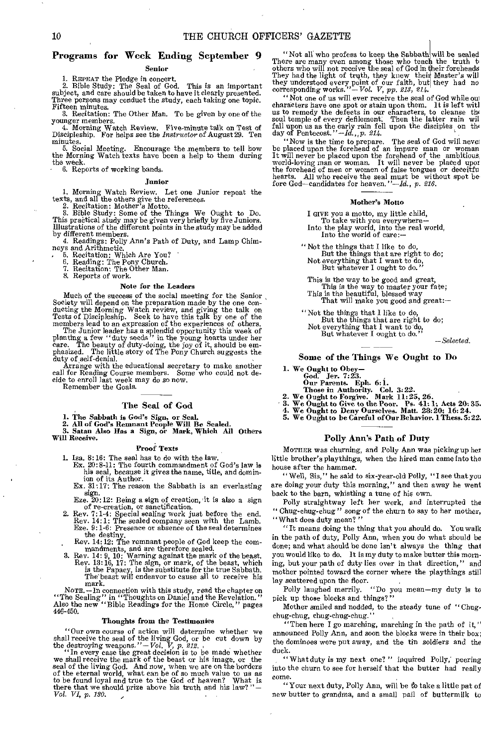## Programs for Week Ending September 9

### Senior

1. REPEAT the Pledge in concert.
2. Bible Study: The Seal of God. This is an important subject, and care should be taken to have it clearly presented. Three persons may conduct the study, each taking one topic. Fifteen minutes.
3. Recitation: The Other Man. To be given by one of the younger members.
4. Morning Watch Review. Five-minute talk on Test of Discipleship. For helps see the *Instructor* of August 29. Ten minutes.
5. Social Meeting. Encourage the members to tell how the Morning Watch texts have been a help to them during the week.
6. Reports of working bands.

### Junior

1. Morning Watch Review. Let one Junior repeat the texts, and all the others give the references.
2. Recitation: Mother's Motto.
3. Bible Study: Some of the Things We Ought to Do. This practical study may be given very briefly by five Juniors. Illustrations of the different points in the study may be added by different members.
4. Readings: Polly Ann's Path of Duty, and Lamp Chimneys and Arithmetic.
5. Recitation: Which Are You?
6. Reading: The Pony Church.
7. Recitation: The Other Man.
8. Reports of work.

### Note for the Leaders

Much of the success of the social meeting for the Senior Society will depend on the preparation made by the one conducting the Morning Watch review, and giving the talk on Tests of Discipleship. Seek to have this talk by one of the members lead to an expression of the experiences of others.

The Junior leader has a splendid opportunity this week of planting a few "duty seeds" in the young hearts under her care. The beauty of duty-doing, the joy of it, should be emphasized. The little story of The Pony Church suggests the duty of self-denial.

Arrange with the educational secretary to make another call for Reading Course members. Some who could not decide to enroll last week may do so now.

Remember the Goals.

## The Seal of God

**1. The Sabbath is God's Sign, or Seal.**
**2. All of God's Remnant People Will Be Sealed.**
**3. Satan Also Has a Sign, or Mark, Which All Others Will Receive.**

### Proof Texts

1. Isa. 8:16: The seal has to do with the law.
   - Ex. 20:8-11: The fourth commandment of God's law is his seal, because it gives the name, title, and dominion of its Author.
   - Ex. 31:17: The reason the Sabbath is an everlasting sign.
   - Eze. 20:12: Being a sign of creation, it is also a sign of re-creation, or sanctification.
2. Rev. 7:1-4: Special sealing work just before the end.
   - Rev. 14:1: The sealed company seen with the Lamb.
   - Eze. 9:1-6: Presence or absence of the seal determines the destiny.
   - Rev. 14:12: The remnant people of God keep the commandments, and are therefore sealed.
3. Rev. 14:9, 10: Warning against the mark of the beast.
   - Rev. 13:16, 17: The sign, or mark, of the beast, which is the Papacy, is the substitute for the true Sabbath. The beast will endeavor to cause all to receive his mark.

NOTE.—In connection with this study, read the chapter on "The Sealing" in "Thoughts on Daniel and the Revelation." Also the new "Bible Readings for the Home Circle," pages 446-450.

### Thoughts from the Testimonies

"Our own course of action will determine whether we shall receive the seal of the living God, or be cut down by the destroying weapons."—*Vol. V, p. 212.*

"In every case the great decision is to be made whether we shall receive the mark of the beast or his image, or the seal of the living God. And now, when we are on the borders of the eternal world, what can be of so much value to us as to be found loyal and true to the God of heaven? What is there that we should prize above his truth and his law?"—*Vol. VI, p. 130.*

"Not all who profess to keep the Sabbath will be sealed. There are many even among those who teach the truth to others who will not receive the seal of God in their foreheads. They had the light of truth, they knew their Master's will, they understood every point of our faith, but they had no corresponding works."—*Vol. V, pp. 213, 214.*

"Not one of us will ever receive the seal of God while our characters have one spot or stain upon them. It is left with us to remedy the defects in our characters, to cleanse the soul temple of every defilement. Then the latter rain will fall upon us as the early rain fell upon the disciples on the day of Pentecost."—*Id., p. 214.*

"Now is the time to prepare. The seal of God will never be placed upon the forehead of an impure man or woman. It will never be placed upon the forehead of the ambitious, world-loving man or woman. It will never be placed upon the forehead of men or women of false tongues or deceitful hearts. All who receive the seal must be without spot before God—candidates for heaven."—*Id., p. 216.*

### Mother's Motto

I GIVE you a motto, my little child,
To take with you everywhere—
Into the play world, into the real world,
Into the world of care:—

"Not the things that I like to do,
But the things that are right to do;
Not everything that I want to do,
But whatever I ought to do."

This is the way to be good and great,
This is the way to master your fate;
This is the beautiful, blessed way
That will make you good and great:—

"Not the things that I like to do,
But the things that are right to do;
Not everything that I want to do,
But whatever I ought to do."

—*Selected.*

## Some of the Things We Ought to Do

1. **We Ought to Obey—**
   - **God. Jer. 7:23.**
   - **Our Parents. Eph. 6:1.**
   - **Those in Authority. Col. 3:22.**
2. **We Ought to Forgive. Mark 11:25, 26.**
3. **We Ought to Give to the Poor. Ps. 41:1; Acts 20:35.**
4. **We Ought to Deny Ourselves. Matt. 28:20; 16:24.**
5. **We Ought to be Careful of Our Behavior. 1 Thess. 5:22.**

## Polly Ann's Path of Duty

MOTHER was churning, and Polly Ann was picking up her little brother's playthings, when the hired man came into the house after the hammer.

"Well, Sis," he said to six-year-old Polly, "I see that you are doing your duty this morning," and then away he went back to the barn, whistling a tune of his own.

Polly straightway left her work, and interrupted the "Chug-chug-chug" song of the churn to say to her mother, "What does duty mean?"

"It means doing the thing that you should do. You walk in the path of duty, Polly Ann, when you do what should be done; and what should be done isn't always the thing that you would like to do. It is my duty to make butter this morning, but your path of duty lies over in that direction," and mother pointed toward the corner where the playthings still lay scattered upon the floor.

Polly laughed merrily. "Do you mean—my duty is to pick up those blocks and things?"

Mother smiled and nodded, to the steady tune of "Chug-chug-chug, chug-chug-chug."

"Then here I go marching, marching in the path of it," announced Polly Ann, and soon the blocks were in their box; the dominoes were put away, and the tin soldiers and the duck.

"What duty is my next one?" inquired Polly, peering into the churn to see for herself that the butter had really come.

"Your next duty, Polly Ann, will be to take a little pat of new butter to grandma, and a small pail of buttermilk to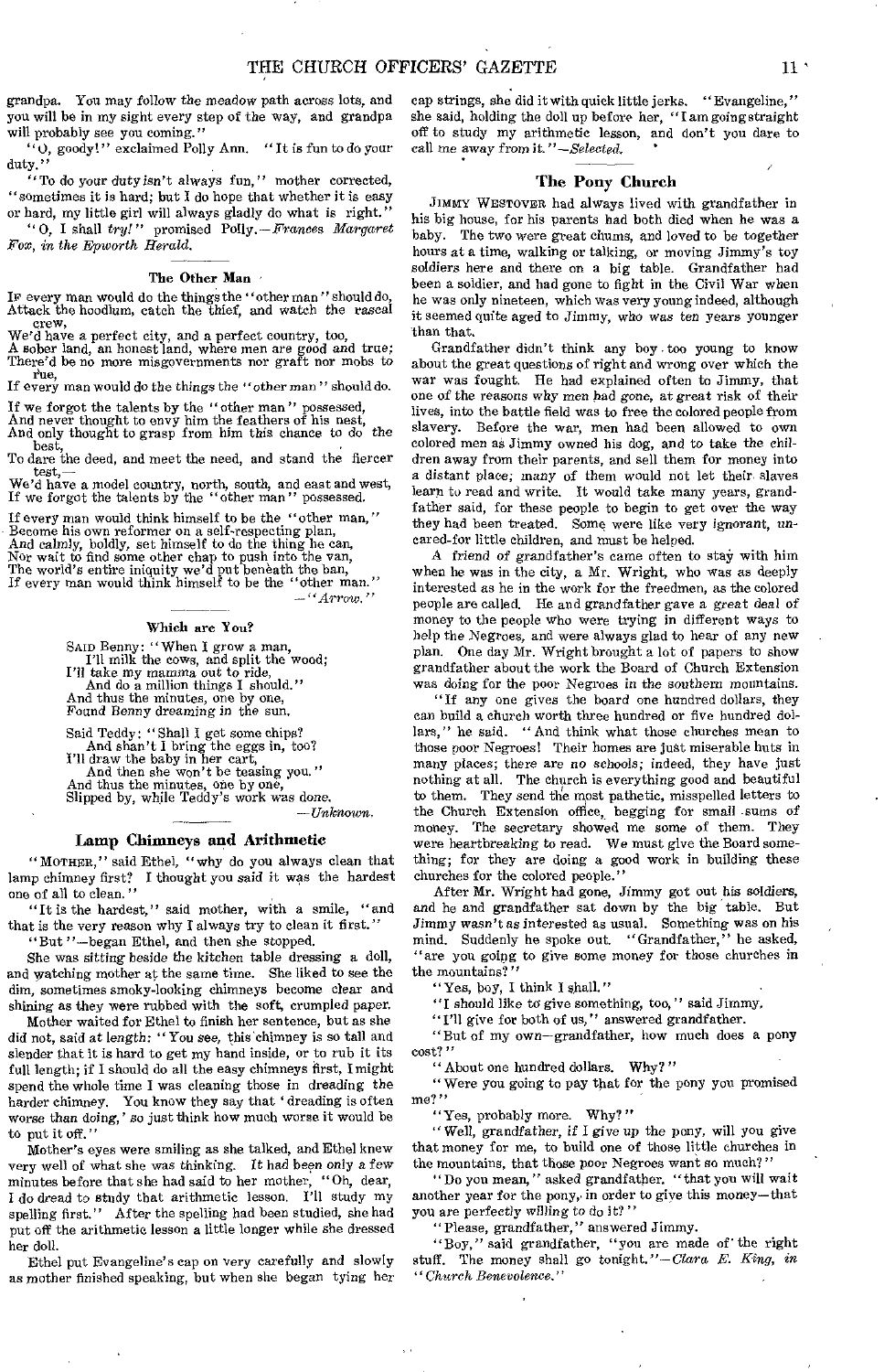grandpa. You may follow the meadow path across lots, and you will be in my sight every step of the way, and grandpa will probably see you coming."

"O, goody!" exclaimed Polly Ann. "It is fun to do your duty."

"To do your duty *isn't* always fun," mother corrected, "sometimes it is hard; but I do hope that whether it is easy or hard, my little girl will always gladly do what is right."

"O, I shall *try!*" promised Polly.—*Frances Margaret Fox, in the Epworth Herald.*

### The Other Man

If every man would do the things the "other man" should do,
Attack the hoodlum, catch the thief, and watch the rascal crew,
We'd have a perfect city, and a perfect country, too,
A sober land, an honest land, where men are good and true;
There'd be no more misgovernments nor graft nor mobs to rue,
If every man would do the things the "other man" should do.

If we forgot the talents by the "other man" possessed,
And never thought to envy him the feathers of his nest,
And only thought to grasp from him this chance to do the best,
To dare the deed, and meet the need, and stand the fiercer test,—
We'd have a model country, north, south, and east and west,
If we forgot the talents by the "other man" possessed.

If every man would think himself to be the "other man,"
Become his own reformer on a self-respecting plan,
And calmly, boldly, set himself to do the thing he can,
Nor wait to find some other chap to push into the van,
The world's entire iniquity we'd put beneath the ban,
If every man would think himself to be the "other man."

—"*Arrow.*"

### Which are You?

Said Benny: "When I grow a man,
I'll milk the cows, and split the wood;
I'll take my mamma out to ride,
And do a million things I should."
And thus the minutes, one by one,
Found Benny dreaming in the sun.

Said Teddy: "Shall I get some chips?
And shan't I bring the eggs in, too?
I'll draw the baby in her cart,
And then she won't be teasing you."
And thus the minutes, one by one,
Slipped by, while Teddy's work was done.

—*Unknown.*

### Lamp Chimneys and Arithmetic

"Mother," said Ethel, "why do you always clean that lamp chimney first? I thought you said it was the hardest one of all to clean."

"It is the hardest," said mother, with a smile, "and that is the very reason why I always try to clean it first."

"But"—began Ethel, and then she stopped.

She was sitting beside the kitchen table dressing a doll, and watching mother at the same time. She liked to see the dim, sometimes smoky-looking chimneys become clear and shining as they were rubbed with the soft, crumpled paper.

Mother waited for Ethel to finish her sentence, but as she did not, said at length: "You see, this chimney is so tall and slender that it is hard to get my hand inside, or to rub it its full length; if I should do all the easy chimneys first, I might spend the whole time I was cleaning those in dreading the harder chimney. You know they say that 'dreading is often worse than doing,' so just think how much worse it would be to put it off."

Mother's eyes were smiling as she talked, and Ethel knew very well of what she was thinking. It had been only a few minutes before that she had said to her mother, "Oh, dear, I do dread to study that arithmetic lesson. I'll study my spelling first." After the spelling had been studied, she had put off the arithmetic lesson a little longer while she dressed her doll.

Ethel put Evangeline's cap on very carefully and slowly as mother finished speaking, but when she began tying her cap strings, she did it with quick little jerks. "Evangeline," she said, holding the doll up before her, "I am going straight off to study my arithmetic lesson, and don't you dare to call me away from it."—*Selected.*

### The Pony Church

Jimmy Westover had always lived with grandfather in his big house, for his parents had both died when he was a baby. The two were great chums, and loved to be together hours at a time, walking or talking, or moving Jimmy's toy soldiers here and there on a big table. Grandfather had been a soldier, and had gone to fight in the Civil War when he was only nineteen, which was very young indeed, although it seemed quite aged to Jimmy, who was ten years younger than that.

Grandfather didn't think any boy too young to know about the great questions of right and wrong over which the war was fought. He had explained often to Jimmy, that one of the reasons why men had gone, at great risk of their lives, into the battle field was to free the colored people from slavery. Before the war, men had been allowed to own colored men as Jimmy owned his dog, and to take the children away from their parents, and sell them for money into a distant place; many of them would not let their slaves learn to read and write. It would take many years, grandfather said, for these people to begin to get over the way they had been treated. Some were like very ignorant, uncared-for little children, and must be helped.

A friend of grandfather's came often to stay with him when he was in the city, a Mr. Wright, who was as deeply interested as he in the work for the freedmen, as the colored people are called. He and grandfather gave a great deal of money to the people who were trying in different ways to help the Negroes, and were always glad to hear of any new plan. One day Mr. Wright brought a lot of papers to show grandfather about the work the Board of Church Extension was doing for the poor Negroes in the southern mountains.

"If any one gives the board one hundred dollars, they can build a church worth three hundred or five hundred dollars," he said. "And think what those churches mean to those poor Negroes! Their homes are just miserable huts in many places; there are no schools; indeed, they have just nothing at all. The church is everything good and beautiful to them. They send the most pathetic, misspelled letters to the Church Extension office, begging for small sums of money. The secretary showed me some of them. They were heartbreaking to read. We must give the Board something; for they are doing a good work in building these churches for the colored people."

After Mr. Wright had gone, Jimmy got out his soldiers, and he and grandfather sat down by the big table. But Jimmy wasn't as interested as usual. Something was on his mind. Suddenly he spoke out. "Grandfather," he asked, "are you going to give some money for those churches in the mountains?"

"Yes, boy, I think I shall."

"I should like to give something, too," said Jimmy.

"I'll give for both of us," answered grandfather.

"But of my own—grandfather, how much does a pony cost?"

"About one hundred dollars. Why?"

"Were you going to pay that for the pony you promised me?"

"Yes, probably more. Why?"

"Well, grandfather, if I give up the pony, will you give that money for me, to build one of those little churches in the mountains, that those poor Negroes want so much?"

"Do you mean," asked grandfather, "that you will wait another year for the pony, in order to give this money—that you are perfectly willing to do it?"

"Please, grandfather," answered Jimmy.

"Boy," said grandfather, "you are made of the right stuff. The money shall go tonight."—*Clara E. King, in "Church Benevolence."*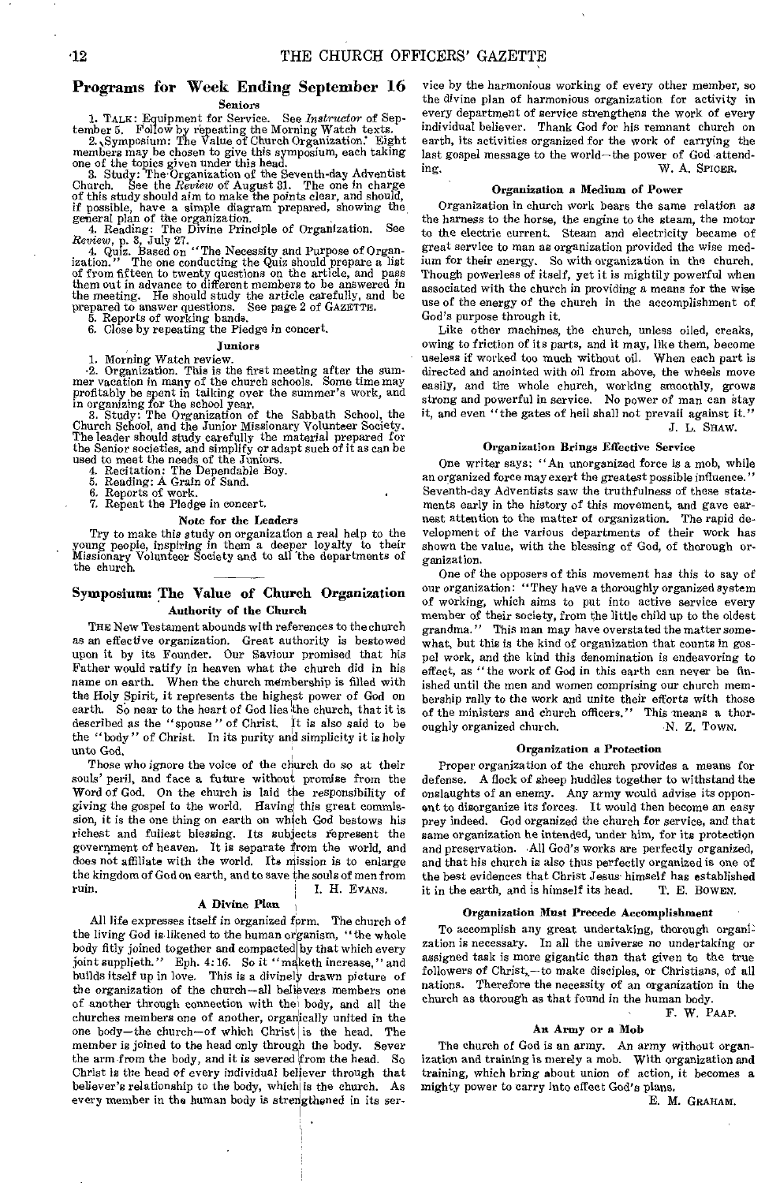## Programs for Week Ending September 16

### Seniors

1. TALK: Equipment for Service. See *Instructor* of September 5. Follow by repeating the Morning Watch texts.
2. Symposium: The Value of Church Organization. Eight members may be chosen to give this symposium, each taking one of the topics given under this head.
3. Study: The Organization of the Seventh-day Adventist Church. See the *Review* of August 31. The one in charge of this study should aim to make the points clear, and should, if possible, have a simple diagram prepared, showing the general plan of the organization.
4. Reading: The Divine Principle of Organization. See *Review*, p. 3, July 27.
4. Quiz. Based on "The Necessity and Purpose of Organization." The one conducting the Quiz should prepare a list of from fifteen to twenty questions on the article, and pass them out in advance to different members to be answered in the meeting. He should study the article carefully, and be prepared to answer questions. See page 2 of GAZETTE.
5. Reports of working bands.
6. Close by repeating the Pledge in concert.

### Juniors

1. Morning Watch review.
2. Organization. This is the first meeting after the summer vacation in many of the church schools. Some time may profitably be spent in talking over the summer's work, and in organizing for the school year.
3. Study: The Organization of the Sabbath School, the Church School, and the Junior Missionary Volunteer Society. The leader should study carefully the material prepared for the Senior societies, and simplify or adapt such of it as can be used to meet the needs of the Juniors.
4. Recitation: The Dependable Boy.
5. Reading: A Grain of Sand.
6. Reports of work.
7. Repeat the Pledge in concert.

### Note for the Leaders

Try to make this study on organization a real help to the young people, inspiring in them a deeper loyalty to their Missionary Volunteer Society and to all the departments of the church.

## Symposium: The Value of Church Organization

### Authority of the Church

THE New Testament abounds with references to the church as an effective organization. Great authority is bestowed upon it by its Founder. Our Saviour promised that his Father would ratify in heaven what the church did in his name on earth. When the church membership is filled with the Holy Spirit, it represents the highest power of God on earth. So near to the heart of God lies the church, that it is described as the "spouse" of Christ. It is also said to be the "body" of Christ. In its purity and simplicity it is holy unto God.

Those who ignore the voice of the church do so at their souls' peril, and face a future without promise from the Word of God. On the church is laid the responsibility of giving the gospel to the world. Having this great commission, it is the one thing on earth on which God bestows his richest and fullest blessing. Its subjects represent the government of heaven. It is separate from the world, and does not affiliate with the world. Its mission is to enlarge the kingdom of God on earth, and to save the souls of men from ruin.

I. H. EVANS.

### A Divine Plan

All life expresses itself in organized form. The church of the living God is likened to the human organism, "the whole body fitly joined together and compacted by that which every joint supplieth." Eph. 4:16. So it "maketh increase," and builds itself up in love. This is a divinely drawn picture of the organization of the church—all believers members one of another through connection with the body, and all the churches members one of another, organically united in the one body—the church—of which Christ is the head. The member is joined to the head only through the body. Sever the arm from the body, and it is severed from the head. So Christ is the head of every individual believer through that believer's relationship to the body, which is the church. As every member in the human body is strengthened in its service by the harmonious working of every other member, so the divine plan of harmonious organization for activity in every department of service strengthens the work of every individual believer. Thank God for his remnant church on earth, its activities organized for the work of carrying the last gospel message to the world—the power of God attending.

W. A. SPICER.

### Organization a Medium of Power

Organization in church work bears the same relation as the harness to the horse, the engine to the steam, the motor to the electric current. Steam and electricity became of great service to man as organization provided the wise medium for their energy. So with organization in the church. Though powerless of itself, yet it is mightily powerful when associated with the church in providing a means for the wise use of the energy of the church in the accomplishment of God's purpose through it.

Like other machines, the church, unless oiled, creaks, owing to friction of its parts, and it may, like them, become useless if worked too much without oil. When each part is directed and anointed with oil from above, the wheels move easily, and the whole church, working smoothly, grows strong and powerful in service. No power of man can stay it, and even "the gates of hell shall not prevail against it."

J. L. SHAW.

### Organization Brings Effective Service

One writer says: "An unorganized force is a mob, while an organized force may exert the greatest possible influence." Seventh-day Adventists saw the truthfulness of these statements early in the history of this movement, and gave earnest attention to the matter of organization. The rapid development of the various departments of their work has shown the value, with the blessing of God, of thorough organization.

One of the opposers of this movement has this to say of our organization: "They have a thoroughly organized system of working, which aims to put into active service every member of their society, from the little child up to the oldest grandma." This man may have overstated the matter somewhat, but this is the kind of organization that counts in gospel work, and the kind this denomination is endeavoring to effect, as "the work of God in this earth can never be finished until the men and women comprising our church membership rally to the work and unite their efforts with those of the ministers and church officers." This means a thoroughly organized church.

N. Z. TOWN.

### Organization a Protection

Proper organization of the church provides a means for defense. A flock of sheep huddles together to withstand the onslaughts of an enemy. Any army would advise its opponent to disorganize its forces. It would then become an easy prey indeed. God organized the church for service, and that same organization he intended, under him, for its protection and preservation. All God's works are perfectly organized, and that his church is also thus perfectly organized is one of the best evidences that Christ Jesus himself has established it in the earth, and is himself its head.

T. E. BOWEN.

### Organization Must Precede Accomplishment

To accomplish any great undertaking, thorough organization is necessary. In all the universe no undertaking or assigned task is more gigantic than that given to the true followers of Christ,—to make disciples, or Christians, of all nations. Therefore the necessity of an organization in the church as thorough as that found in the human body.

F. W. PAAP.

### An Army or a Mob

The church of God is an army. An army without organization and training is merely a mob. With organization and training, which bring about union of action, it becomes a mighty power to carry into effect God's plans.

E. M. GRAHAM.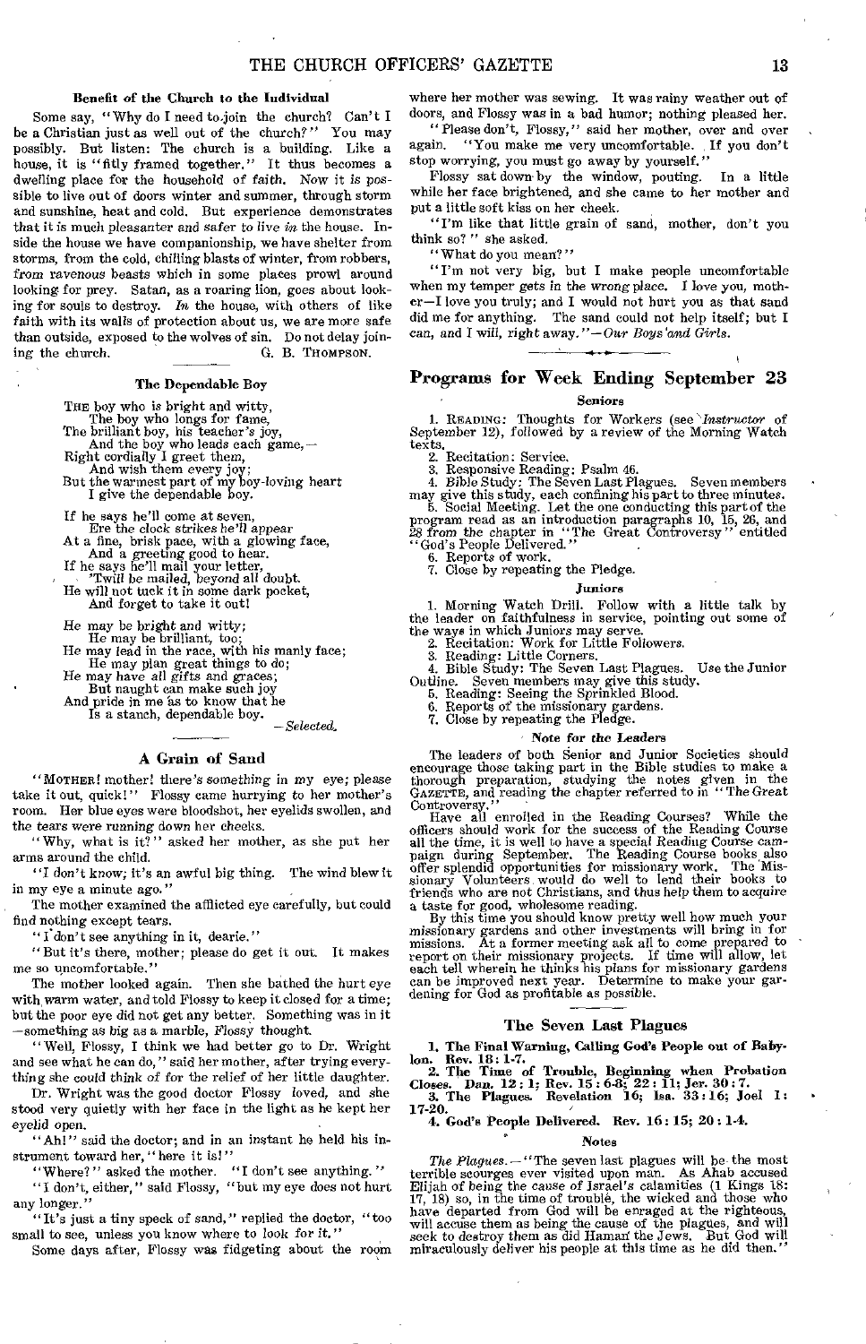### Benefit of the Church to the Individual

Some say, "Why do I need to join the church? Can't I be a Christian just as well out of the church?" You may possibly. But listen: The church is a building. Like a house, it is "fitly framed together." It thus becomes a dwelling place for the household of faith. Now it is possible to live out of doors winter and summer, through storm and sunshine, heat and cold. But experience demonstrates that it is much pleasanter and safer to live *in* the house. Inside the house we have companionship, we have shelter from storms, from the cold, chilling blasts of winter, from robbers, from ravenous beasts which in some places prowl around looking for prey. Satan, as a roaring lion, goes about looking for souls to destroy. *In* the house, with others of like faith with its walls of protection about us, we are more safe than outside, exposed to the wolves of sin. Do not delay joining the church.

G. B. THOMPSON.

### The Dependable Boy

THE boy who is bright and witty,
The boy who longs for fame,
The brilliant boy, his teacher's joy,
And the boy who leads each game,—
Right cordially I greet them,
And wish them every joy;
But the warmest part of my boy-loving heart
I give the dependable boy.

If he says he'll come at seven,
Ere the clock strikes he'll appear
At a fine, brisk pace, with a glowing face,
And a greeting good to hear.
If he says he'll mail your letter,
'Twill be mailed, beyond all doubt.
He will not tuck it in some dark pocket,
And forget to take it out!

He may be bright and witty;
He may be brilliant, too;
He may lead in the race, with his manly face;
He may plan great things to do;
He may have all gifts and graces;
But naught can make such joy
And pride in me as to know that he
Is a stanch, dependable boy.

—*Selected.*

### A Grain of Sand

"MOTHER! mother! there's something in my eye; please take it out, quick!" Flossy came hurrying to her mother's room. Her blue eyes were bloodshot, her eyelids swollen, and the tears were running down her cheeks.

"Why, what is it?" asked her mother, as she put her arms around the child.

"I don't know; it's an awful big thing. The wind blew it in my eye a minute ago."

The mother examined the afflicted eye carefully, but could find nothing except tears.

"I don't see anything in it, dearie."

"But it's there, mother; please do get it out. It makes me so uncomfortable."

The mother looked again. Then she bathed the hurt eye with warm water, and told Flossy to keep it closed for a time; but the poor eye did not get any better. Something was in it —something as big as a marble, Flossy thought.

"Well, Flossy, I think we had better go to Dr. Wright and see what he can do," said her mother, after trying everything she could think of for the relief of her little daughter.

Dr. Wright was the good doctor Flossy loved, and she stood very quietly with her face in the light as he kept her eyelid open.

"Ah!" said the doctor; and in an instant he held his instrument toward her, "here it is!"

"Where?" asked the mother. "I don't see anything."

"I don't, either," said Flossy, "but my eye does not hurt any longer."

"It's just a tiny speck of sand," replied the doctor, "too small to see, unless you know where to look for it."

Some days after, Flossy was fidgeting about the room where her mother was sewing. It was rainy weather out of doors, and Flossy was in a bad humor; nothing pleased her.

"Please don't, Flossy," said her mother, over and over again. "You make me very uncomfortable. If you don't stop worrying, you must go away by yourself."

Flossy sat down by the window, pouting. In a little while her face brightened, and she came to her mother and put a little soft kiss on her cheek.

"I'm like that little grain of sand, mother, don't you think so?" she asked.

"What do you mean?"

"I'm not very big, but I make people uncomfortable when my temper gets in the wrong place. I love you, mother—I love you truly; and I would not hurt you as that sand did me for anything. The sand could not help itself; but I can, and I will, right away."—*Our Boys and Girls.*

## Programs for Week Ending September 23

#### Seniors

1. READING: Thoughts for Workers (see *Instructor* of September 12), followed by a review of the Morning Watch texts.
2. Recitation: Service.
3. Responsive Reading: Psalm 46.
4. Bible Study: The Seven Last Plagues. Seven members may give this study, each confining his part to three minutes.
5. Social Meeting. Let the one conducting this part of the program read as an introduction paragraphs 10, 15, 26, and 28 from the chapter in "The Great Controversy" entitled "God's People Delivered."
6. Reports of work.
7. Close by repeating the Pledge.

#### Juniors

1. Morning Watch Drill. Follow with a little talk by the leader on faithfulness in service, pointing out some of the ways in which Juniors may serve.
2. Recitation: Work for Little Followers.
3. Reading: Little Corners.
4. Bible Study: The Seven Last Plagues. Use the Junior Outline. Seven members may give this study.
5. Reading: Seeing the Sprinkled Blood.
6. Reports of the missionary gardens.
7. Close by repeating the Pledge.

#### Note for the Leaders

The leaders of both Senior and Junior Societies should encourage those taking part in the Bible studies to make a thorough preparation, studying the notes given in the GAZETTE, and reading the chapter referred to in "The Great Controversy."

Have all enrolled in the Reading Courses? While the officers should work for the success of the Reading Course all the time, it is well to have a special Reading Course campaign during September. The Reading Course books also offer splendid opportunities for missionary work. The Missionary Volunteers would do well to lend their books to friends who are not Christians, and thus help them to acquire a taste for good, wholesome reading.

By this time you should know pretty well how much your missionary gardens and other investments will bring in for missions. At a former meeting ask all to come prepared to report on their missionary projects. If time will allow, let each tell wherein he thinks his plans for missionary gardens can be improved next year. Determine to make your gardening for God as profitable as possible.

### The Seven Last Plagues

**1. The Final Warning, Calling God's People out of Babylon. Rev. 18: 1-7.**

**2. The Time of Trouble, Beginning when Probation Closes. Dan. 12: 1; Rev. 15: 6-8; 22: 11; Jer. 30: 7.**

**3. The Plagues. Revelation 16; Isa. 33: 16; Joel 1: 17-20.**

**4. God's People Delivered. Rev. 16: 15; 20: 1-4.**

#### Notes

*The Plagues.*—"The seven last plagues will be the most terrible scourges ever visited upon man. As Ahab accused Elijah of being the cause of Israel's calamities (1 Kings 18: 17, 18) so, in the time of trouble, the wicked and those who have departed from God will be enraged at the righteous, will accuse them as being the cause of the plagues, and will seek to destroy them as did Haman the Jews. But God will miraculously deliver his people at this time as he did then."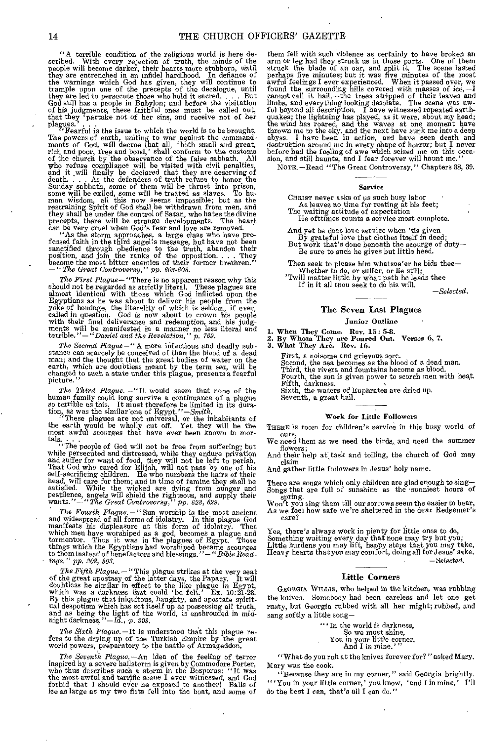"A terrible condition of the religious world is here described. With every rejection of truth, the minds of the people will become darker, their hearts more stubborn, until they are entrenched in an infidel hardihood. In defiance of the warnings which God has given, they will continue to trample upon one of the precepts of the decalogue, until they are led to persecute those who hold it sacred. . . . But God still has a people in Babylon; and before the visitation of his judgments, these faithful ones must be called out, that they 'partake not of her sins, and receive not of her plagues.' . . .

"Fearful is the issue to which the world is to be brought. The powers of earth, uniting to war against the commandments of God, will decree that all, 'both small and great, rich and poor, free and bond,' shall conform to the customs of the church by the observance of the false sabbath. All who refuse compliance will be visited with civil penalties, and it will finally be declared that they are deserving of death. . . . As the defenders of truth refuse to honor the Sunday sabbath, some of them will be thrust into prison, some will be exiled, some will be treated as slaves. To human wisdom, all this now seems impossible; but as the restraining Spirit of God shall be withdrawn from men, and they shall be under the control of Satan, who hates the divine precepts, there will be strange developments. The heart can be very cruel when God's fear and love are removed.

"As the storm approaches, a large class who have professed faith in the third angel's message, but have not been sanctified through obedience to the truth, abandon their position, and join the ranks of the opposition. . . . They become the most bitter enemies of their former brethren." —*"The Great Controversy," pp. 603-608.*

*The First Plague*—"There is no apparent reason why this should not be regarded as strictly literal. These plagues are almost identical with those which God inflicted upon the Egyptians as he was about to deliver his people from the yoke of bondage, the literality of which is seldom, if ever, called in question. God is now about to crown his people with their final deliverance and redemption, and his judgments will be manifested in a manner no less literal and terrible."—*"Daniel and the Revelation," p. 769.*

*The Second Plague*—"A more infectious and deadly substance can scarcely be conceived of than the blood of a dead man; and the thought that the great bodies of water on the earth, which are doubtless meant by the term *sea*, will be changed to such a state under this plague, presents a fearful picture."

*The Third Plague.*—"It would seem that none of the human family could long survive a continuance of a plague so terrible as this. It must therefore be limited in its duration, as was the similar one of Egypt."—*Smith.*

"These plagues are not universal, or the inhabitants of the earth would be wholly cut off. Yet they will be the most awful scourges that have ever been known to mortals. . . .

"The people of God will not be free from suffering; but while persecuted and distressed, while they endure privation and suffer for want of food, they will not be left to perish. That God who cared for Elijah, will not pass by one of his self-sacrificing children. He who numbers the hairs of their head, will care for them; and in time of famine they shall be satisfied. While the wicked are dying from hunger and pestilence, angels will shield the righteous, and supply their wants."—*"The Great Controversy," pp. 628, 629.*

*The Fourth Plague.*—"Sun worship is the most ancient and widespread of all forms of idolatry. In this plague God manifests his displeasure at this form of idolatry. That which men have worshiped as a god, becomes a plague and tormentor. Thus it was in the plagues of Egypt. Those things which the Egyptians had worshiped became scourges to them instead of benefactors and blessings."—*"Bible Readings," pp. 302, 303.*

*The Fifth Plague.*—"This plague strikes at the very seat of the great apostasy of the latter days, the Papacy. It will doubtless be similar in effect to the like plague in Egypt, which was a darkness that could 'be felt.' Ex. 10:21-23. By this plague that iniquitous, haughty, and apostate spiritual despotism which has set itself up as possessing all truth, and as being the light of the world, is enshrouded in midnight darkness."—*Id., p. 303.*

*The Sixth Plague.*—It is understood that this plague refers to the drying up of the Turkish Empire by the great world powers, preparatory to the battle of Armageddon.

*The Seventh Plague.*—An idea of the feeling of terror inspired by a severe hailstorm is given by Commodore Porter, who thus describes such a storm in the Bosporus: "It was the most awful and terrific scene I ever witnessed, and God forbid that I should ever be exposed to another! Balls of ice as large as my two fists fell into the boat, and some of them fell with such violence as certainly to have broken an arm or leg had they struck us in those parts. One of them struck the blade of an oar, and split it. The scene lasted perhaps five minutes; but it was five minutes of the most awful feelings I ever experienced. When it passed over, we found the surrounding hills covered with masses of ice,—I cannot call it hail,—the trees stripped of their leaves and limbs, and everything looking desolate. The scene was awful beyond all description. I have witnessed repeated earthquakes; the lightning has played, as it were, about my head; the wind has roared, and the waves at one moment have thrown me to the sky, and the next have sunk me into a deep abyss. I have been in action, and have seen death and destruction around me in every shape of horror; but I never before had the feeling of awe which seized me on this occasion, and still haunts, and I fear forever will haunt me."

NOTE.—Read "The Great Controversy," Chapters 38, 39.

### Service

CHRIST never asks of us such busy labor
As leaves no time for resting at his feet;
The waiting attitude of expectation
He ofttimes counts a service most complete.

And yet he does love service when 'tis given
By grateful love that clothes itself in deed;
But work that's done beneath the scourge of duty—
Be sure to such he gives but little heed.

Then seek to please him whatsoe'er he bids thee—
Whether to do, or suffer, or lie still;
'Twill matter little by what path he leads thee
If in it all thou seek to do his will.

—*Selected.*

## The Seven Last Plagues

### Junior Outline

1. **When They Come. Rev. 15:5-8.**
2. **By Whom They are Poured Out. Verses 6, 7.**
3. **What They Are. Rev. 16.**

First, a noisome and grievous sore.
Second, the sea becomes as the blood of a dead man.
Third, the rivers and fountains become as blood.
Fourth, the sun is given power to scorch men with heat.
Fifth, darkness.
Sixth, the waters of Euphrates are dried up.
Seventh, a great hail.

### Work for Little Followers

THERE is room for children's service in this busy world of ours,
We need them as we need the birds, and need the summer flowers;
And their help at task and toiling, the church of God may claim
And gather little followers in Jesus' holy name.

There are songs which only children are glad enough to sing—
Songs that are full of sunshine as the sunniest hours of spring.
Won't you sing them till our sorrows seem the easier to bear,
As we feel how safe we're sheltered in the dear Redeemer's care?

Yes, there's always work in plenty for little ones to do,
Something waiting every day that none may try but you;
Little burdens you may lift, happy steps that you may take,
Heavy hearts that you may comfort, doing all for Jesus' sake.

—*Selected.*

## Little Corners

GEORGIA WILLIS, who helped in the kitchen, was rubbing the knives. Somebody had been careless and let one get rusty, but Georgia rubbed with all her might; rubbed, and sang softly a little song—

"'In the world is darkness,
So we must shine,
You in your little corner,
And I in mine.'"

"What do you rub at the knives forever for?" asked Mary. Mary was the cook.

"Because they are in my corner," said Georgia brightly. "'You in your little corner,' you know, 'and I in mine.' I'll do the best I can, that's all I can do."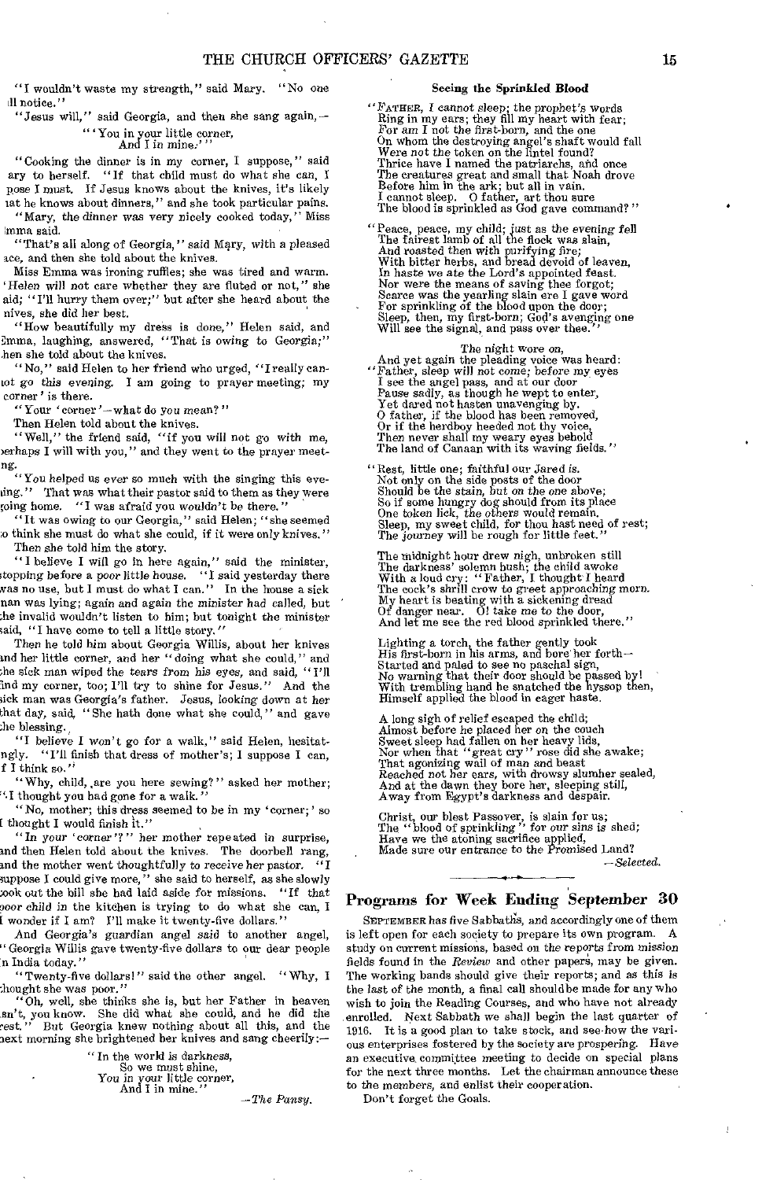"I wouldn't waste my strength," said Mary. "No one ill notice."

"Jesus will," said Georgia, and then she sang again,—

"'You in your little corner,
And I in mine.'"

"Cooking the dinner is in my corner, I suppose," said ary to herself. "If that child must do what she can, I pose I must. If Jesus knows about the knives, it's likely at he knows about dinners," and she took particular pains.

"Mary, the dinner was very nicely cooked today," Miss mma said.

"That's all along of Georgia," said Mary, with a pleased ace, and then she told about the knives.

Miss Emma was ironing ruffles; she was tired and warm. 'Helen will not care whether they are fluted or not," she aid; "I'll hurry them over;" but after she heard about the nives, she did her best.

"How beautifully my dress is done," Helen said, and Emma, laughing, answered, "That is owing to Georgia;" hen she told about the knives.

"No," said Helen to her friend who urged, "I really can- ot go this evening. I am going to prayer meeting; my corner' is there."

"Your 'corner'—what do you mean?"

Then Helen told about the knives.

"Well," the friend said, "if you will not go with me, perhaps I will with you," and they went to the prayer meet- ng.

"You helped us ever so much with the singing this eve- ing." That was what their pastor said to them as they were going home. "I was afraid you wouldn't be there."

"It was owing to our Georgia," said Helen; "she seemed o think she must do what she could, if it were only knives." Then she told him the story.

"I believe I will go in here again," said the minister, stopping before a poor little house. "I said yesterday there was no use, but I must do what I can." In the house a sick man was lying; again and again the minister had called, but the invalid wouldn't listen to him; but tonight the minister said, "I have come to tell a little story."

Then he told him about Georgia Willis, about her knives and her little corner, and her "doing what she could," and the sick man wiped the tears from his eyes, and said, "I'll find my corner, too; I'll try to shine for Jesus." And the sick man was Georgia's father. Jesus, looking down at her that day, said, "She hath done what she could," and gave the blessing.

"I believe I won't go for a walk," said Helen, hesitat- ngly. "I'll finish that dress of mother's; I suppose I can, f I think so."

"Why, child, are you here sewing?" asked her mother; "I thought you had gone for a walk."

"No, mother; this dress seemed to be in my 'corner;' so I thought I would finish it."

"In your 'corner'?" her mother repeated in surprise, and then Helen told about the knives. The doorbell rang, and the mother went thoughtfully to receive her pastor. "I suppose I could give more," she said to herself, as she slowly took out the bill she had laid aside for missions. "If that poor child in the kitchen is trying to do what she can, I wonder if I am? I'll make it twenty-five dollars."

And Georgia's guardian angel said to another angel, "Georgia Willis gave twenty-five dollars to our dear people in India today."

"Twenty-five dollars!" said the other angel. "Why, I thought she was poor."

"Oh, well, she thinks she is, but her Father in heaven isn't, you know. She did what she could, and he did the rest." But Georgia knew nothing about all this, and the next morning she brightened her knives and sang cheerily:—

"In the world is darkness,
So we must shine,
You in your little corner,
And I in mine."

—*The Pansy.*

### Seeing the Sprinkled Blood

"Father, I cannot sleep; the prophet's words
Ring in my ears; they fill my heart with fear;
For am I not the first-born, and the one
On whom the destroying angel's shaft would fall
Were not the token on the lintel found?
Thrice have I named the patriarchs, and once
The creatures great and small that Noah drove
Before him in the ark; but all in vain.
I cannot sleep. O father, art thou sure
The blood is sprinkled as God gave command?"

"Peace, peace, my child; just as the evening fell
The fairest lamb of all the flock was slain,
And roasted then with purifying fire;
With bitter herbs, and bread devoid of leaven,
In haste we ate the Lord's appointed feast.
Nor were the means of saving thee forgot;
Scarce was the yearling slain ere I gave word
For sprinkling of the blood upon the door;
Sleep, then, my first-born; God's avenging one
Will see the signal, and pass over thee."

The night wore on,
And yet again the pleading voice was heard:
"Father, sleep will not come; before my eyes
I see the angel pass, and at our door
Pause sadly, as though he wept to enter,
Yet dared not hasten unavenging by.
O father, if the blood has been removed,
Or if the herdboy heeded not thy voice,
Then never shall my weary eyes behold
The land of Canaan with its waving fields."

"Rest, little one; faithful our Jared is.
Not only on the side posts of the door
Should be the stain, but on the one above;
So if some hungry dog should from its place
One token lick, the others would remain.
Sleep, my sweet child, for thou hast need of rest;
The journey will be rough for little feet."

The midnight hour drew nigh, unbroken still
The darkness' solemn hush; the child awoke
With a loud cry: "Father, I thought I heard
The cock's shrill crow to greet approaching morn.
My heart is beating with a sickening dread
Of danger near. O! take me to the door,
And let me see the red blood sprinkled there."

Lighting a torch, the father gently took
His first-born in his arms, and bore her forth—
Started and paled to see no paschal sign,
No warning that their door should be passed by!
With trembling hand he snatched the hyssop then,
Himself applied the blood in eager haste.

A long sigh of relief escaped the child;
Almost before he placed her on the couch
Sweet sleep had fallen on her heavy lids,
Nor when that "great cry" rose did she awake;
That agonizing wail of man and beast
Reached not her ears, with drowsy slumber sealed,
And at the dawn they bore her, sleeping still,
Away from Egypt's darkness and despair.

Christ, our blest Passover, is slain for us;
The "blood of sprinkling" for our sins is shed;
Have we the atoning sacrifice applied,
Made sure our entrance to the Promised Land?

—*Selected.*

## Programs for Week Ending September 30

September has five Sabbaths, and accordingly one of them is left open for each society to prepare its own program. A study on current missions, based on the reports from mission fields found in the *Review* and other papers, may be given. The working bands should give their reports; and as this is the last of the month, a final call should be made for any who wish to join the Reading Courses, and who have not already enrolled. Next Sabbath we shall begin the last quarter of 1916. It is a good plan to take stock, and see how the various enterprises fostered by the society are prospering. Have an executive committee meeting to decide on special plans for the next three months. Let the chairman announce these to the members, and enlist their cooperation.

Don't forget the Goals.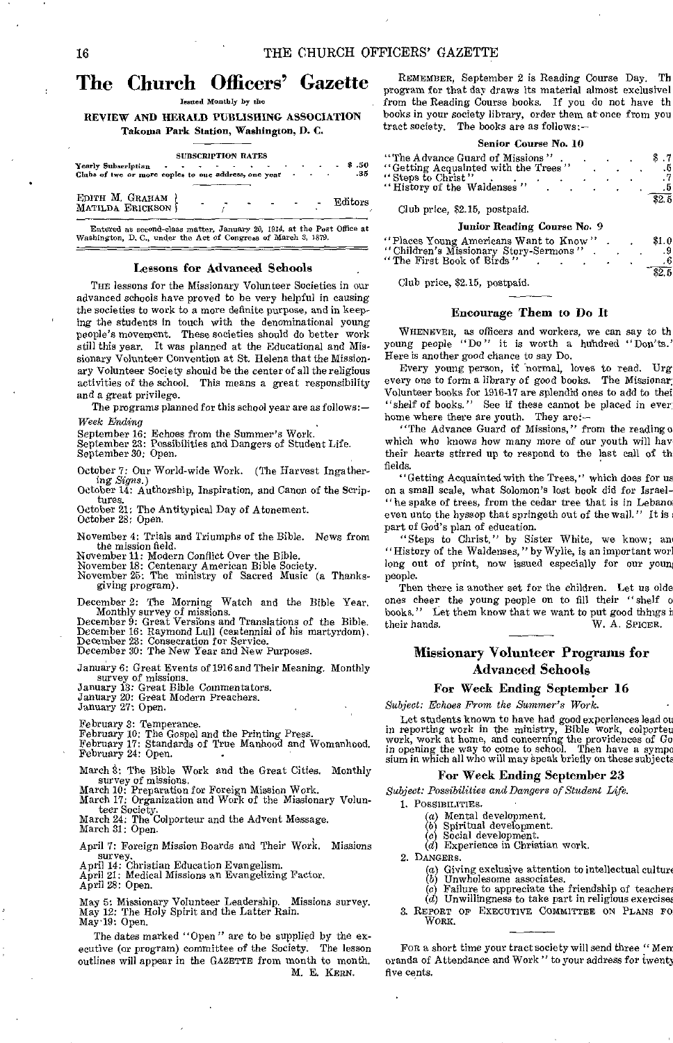# The Church Officers' Gazette

Issued Monthly by the

**REVIEW AND HERALD PUBLISHING ASSOCIATION**

**Takoma Park Station, Washington, D. C.**

SUBSCRIPTION RATES

| | |
|---|---|
| Yearly Subscription | $ .50 |
| Clubs of two or more copies to one address, one year | .35 |

EDITH M. GRAHAM, MATILDA ERICKSON — Editors

Entered as second-class matter, January 20, 1914, at the Post Office at Washington, D. C., under the Act of Congress of March 3, 1879.

### Lessons for Advanced Schools

THE lessons for the Missionary Volunteer Societies in our advanced schools have proved to be very helpful in causing the societies to work to a more definite purpose, and in keeping the students in touch with the denominational young people's movement. These societies should do better work still this year. It was planned at the Educational and Missionary Volunteer Convention at St. Helena that the Missionary Volunteer Society should be the center of all the religious activities of the school. This means a great responsibility and a great privilege.

The programs planned for this school year are as follows:—

*Week Ending*

September 16: Echoes from the Summer's Work.
September 23: Possibilities and Dangers of Student Life.
September 30: Open.

October 7: Our World-wide Work. (The Harvest Ingathering *Signs*.)
October 14: Authorship, Inspiration, and Canon of the Scriptures.
October 21: The Antitypical Day of Atonement.
October 28: Open.

November 4: Trials and Triumphs of the Bible. News from the mission field.
November 11: Modern Conflict Over the Bible.
November 18: Centenary American Bible Society.
November 25: The ministry of Sacred Music (a Thanksgiving program).

December 2: The Morning Watch and the Bible Year. Monthly survey of missions.
December 9: Great Versions and Translations of the Bible.
December 16: Raymond Lull (centennial of his martyrdom).
December 23: Consecration for Service.
December 30: The New Year and New Purposes.

January 6: Great Events of 1916 and Their Meaning. Monthly survey of missions.
January 13: Great Bible Commentators.
January 20: Great Modern Preachers.
January 27: Open.

February 3: Temperance.
February 10: The Gospel and the Printing Press.
February 17: Standards of True Manhood and Womanhood.
February 24: Open.

March 3: The Bible Work and the Great Cities. Monthly survey of missions.
March 10: Preparation for Foreign Mission Work.
March 17: Organization and Work of the Missionary Volunteer Society.
March 24: The Colporteur and the Advent Message.
March 31: Open.

April 7: Foreign Mission Boards and Their Work. Missions survey.
April 14: Christian Education Evangelism.
April 21: Medical Missions an Evangelizing Factor.
April 28: Open.

May 5: Missionary Volunteer Leadership. Missions survey.
May 12: The Holy Spirit and the Latter Rain.
May 19: Open.

The dates marked "Open" are to be supplied by the executive (or program) committee of the Society. The lesson outlines will appear in the GAZETTE from month to month.

M. E. KERN.

REMEMBER, September 2 is Reading Course Day. Th program for that day draws its material almost exclusivel from the Reading Course books. If you do not have th books in your society library, order them at once from you tract society. The books are as follows:—

**Senior Course No. 10**

| | |
|---|---|
| "The Advance Guard of Missions" | $ .7 |
| "Getting Acquainted with the Trees" | .6 |
| "Steps to Christ" | .7 |
| "History of the Waldenses" | .5 |
| | $2.5 |

Club price, $2.15, postpaid.

**Junior Reading Course No. 9**

| | |
|---|---|
| "Places Young Americans Want to Know" | $1.0 |
| "Children's Missionary Story-Sermons" | .9 |
| "The First Book of Birds" | .6 |
| | $2.5 |

Club price, $2.15, postpaid.

### Encourage Them to Do It

WHENEVER, as officers and workers, we can say to th young people "Do" it is worth a hundred "Don'ts.' Here is another good chance to say Do.

Every young person, if normal, loves to read. Urg every one to form a library of good books. The Missionar Volunteer books for 1916-17 are splendid ones to add to thei "shelf of books." See if these cannot be placed in ever home where there are youth. They are:—

"The Advance Guard of Missions," from the reading o which who knows how many more of our youth will hav their hearts stirred up to respond to the last call of th fields.

"Getting Acquainted with the Trees," which does for us on a small scale, what Solomon's lost book did for Israel- "he spake of trees, from the cedar tree that is in Lebano even unto the hyssop that springeth out of the wall." It is part of God's plan of education.

"Steps to Christ," by Sister White, we know; an "History of the Waldenses," by Wylie, is an important worl long out of print, now issued especially for our youn people.

Then there is another set for the children. Let us olde ones cheer the young people on to fill their "shelf o books." Let them know that we want to put good things i their hands.

W. A. SPICER.

## Missionary Volunteer Programs for Advanced Schools

### For Week Ending September 16

*Subject: Echoes From the Summer's Work.*

Let students known to have had good experiences lead ou in reporting work in the ministry, Bible work, colporteu work, work at home, and concerning the providences of Go in opening the way to come to school. Then have a sympo sium in which all who will may speak briefly on these subjects

### For Week Ending September 23

*Subject: Possibilities and Dangers of Student Life.*

1. POSSIBILITIES.
   - (a) Mental development.
   - (b) Spiritual development.
   - (c) Social development.
   - (d) Experience in Christian work.
2. DANGERS.
   - (a) Giving exclusive attention to intellectual culture
   - (b) Unwholesome associates.
   - (c) Failure to appreciate the friendship of teachers
   - (d) Unwillingness to take part in religious exercises
3. REPORT OF EXECUTIVE COMMITTEE ON PLANS FO WORK.

FOR a short time your tract society will send three "Mem oranda of Attendance and Work" to your address for twenty five cents.